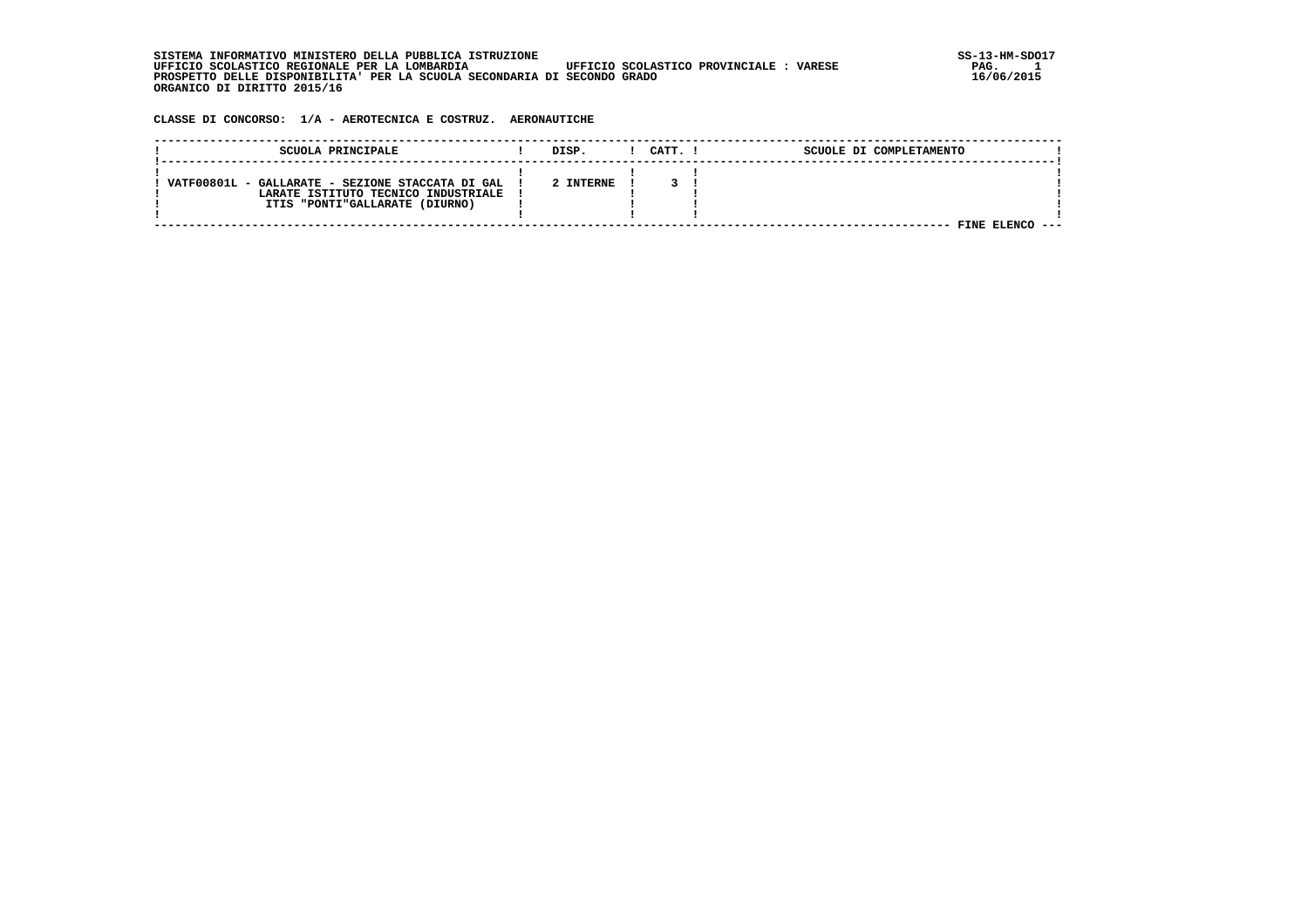SISTEMA INFORMATIVO MINISTERO DELLA PUBBLICA ISTRUZIONE
UFFICIO SCOLASTICO REGIONALE PER LA LOMBARDIA UFFICIO SCOLASTICO PROVINCIALE : VARESE
PROSPETTO DELLE DISPONIBILITA' PER LA SCUOLA SECONDARIA DI SECONDO GRADO
ORGANICO DI DIRITTO 2015/16

SS-13-HM-SDO17
16/06/2015

**CLASSE DI CONCORSO: 1/A - AEROTECNICA E COSTRUZ. AERONAUTICHE**

| SCUOLA PRINCIPALE | DISP. | CATT. | SCUOLE DI COMPLETAMENTO |
|---|---|---|---|
| VATF00801L - GALLARATE - SEZIONE STACCATA DI GALLARATE ISTITUTO TECNICO INDUSTRIALE ITIS "PONTI"GALLARATE (DIURNO) | 2 INTERNE | 3 | |

FINE ELENCO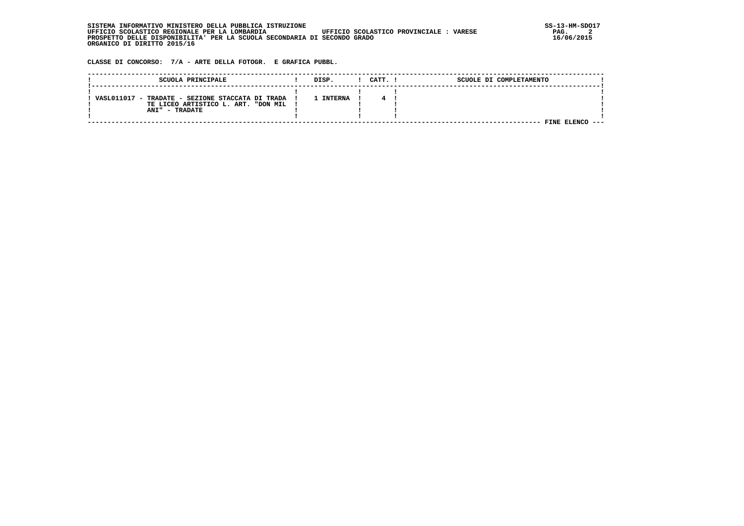CLASSE DI CONCORSO: 7/A - ARTE DELLA FOTOGR. E GRAFICA PUBBL.

| SCUOLA PRINCIPALE | DISP. | CATT. | SCUOLE DI COMPLETAMENTO |
|---|---|---|---|
| VASL011017 - TRADATE - SEZIONE STACCATA DI TRADATE LICEO ARTISTICO L. ART. "DON MILANI" - TRADATE | 1 INTERNA | 4 | |

FINE ELENCO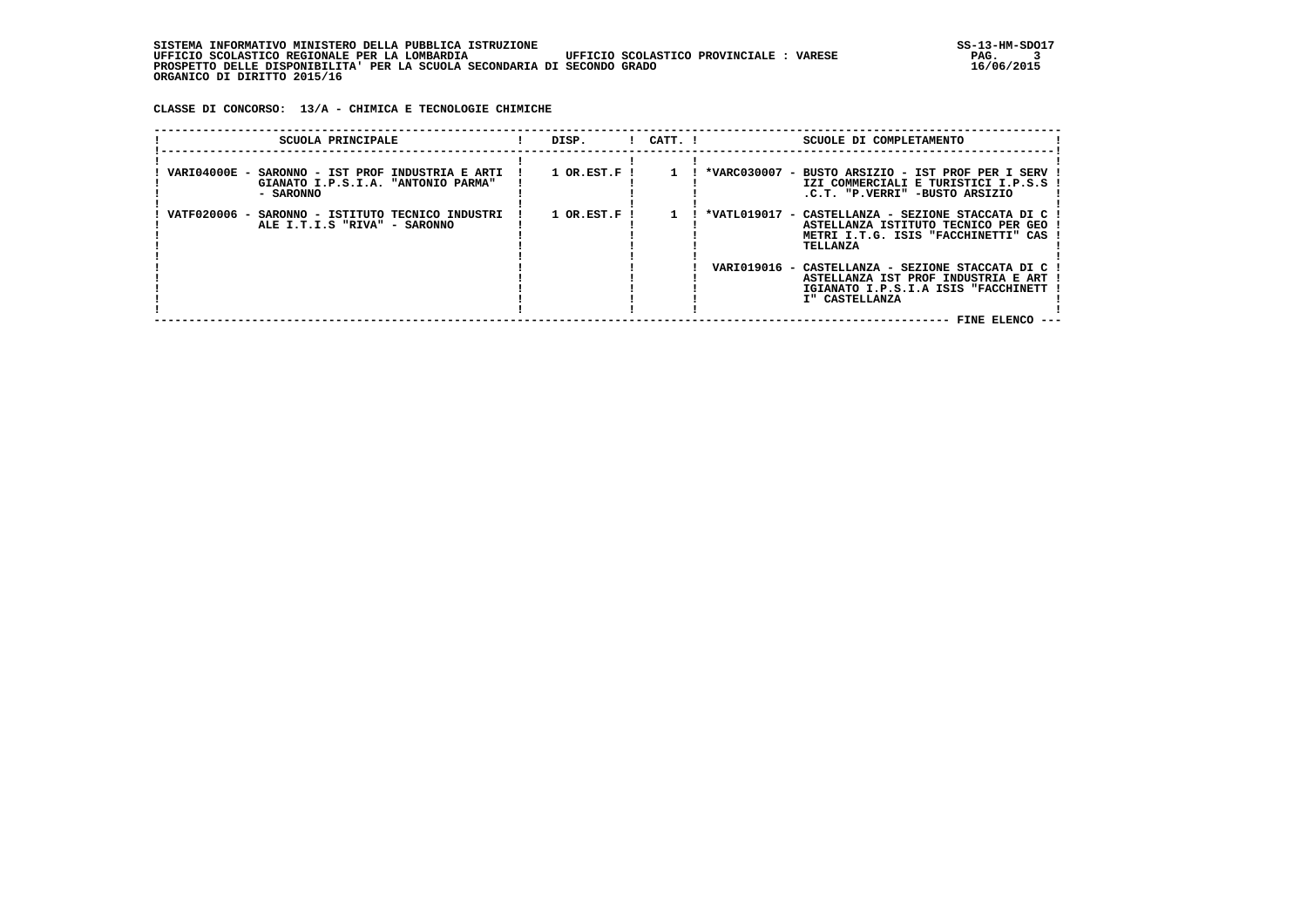SISTEMA INFORMATIVO MINISTERO DELLA PUBBLICA ISTRUZIONE
UFFICIO SCOLASTICO REGIONALE PER LA LOMBARDIA    UFFICIO SCOLASTICO PROVINCIALE : VARESE
PROSPETTO DELLE DISPONIBILITA' PER LA SCUOLA SECONDARIA DI SECONDO GRADO
ORGANICO DI DIRITTO 2015/16

**CLASSE DI CONCORSO: 13/A - CHIMICA E TECNOLOGIE CHIMICHE**

| SCUOLA PRINCIPALE | DISP. | CATT. | SCUOLE DI COMPLETAMENTO |
|---|---|---|---|
| VARI04000E - SARONNO - IST PROF INDUSTRIA E ARTIGIANATO I.P.S.I.A. "ANTONIO PARMA" - SARONNO | 1 OR.EST.F | 1 | *VARC030007 - BUSTO ARSIZIO - IST PROF PER I SERVIZI COMMERCIALI E TURISTICI I.P.S.S.C.T. "P.VERRI" -BUSTO ARSIZIO |
| VATF020006 - SARONNO - ISTITUTO TECNICO INDUSTRIALE I.T.I.S "RIVA" - SARONNO | 1 OR.EST.F | 1 | *VATL019017 - CASTELLANZA - SEZIONE STACCATA DI CASTELLANZA ISTITUTO TECNICO PER GEOMETRI I.T.G. ISIS "FACCHINETTI" CASTELLANZA |
| | | | VARI019016 - CASTELLANZA - SEZIONE STACCATA DI CASTELLANZA IST PROF INDUSTRIA E ARTIGIANATO I.P.S.I.A ISIS "FACCHINETTI" CASTELLANZA |

FINE ELENCO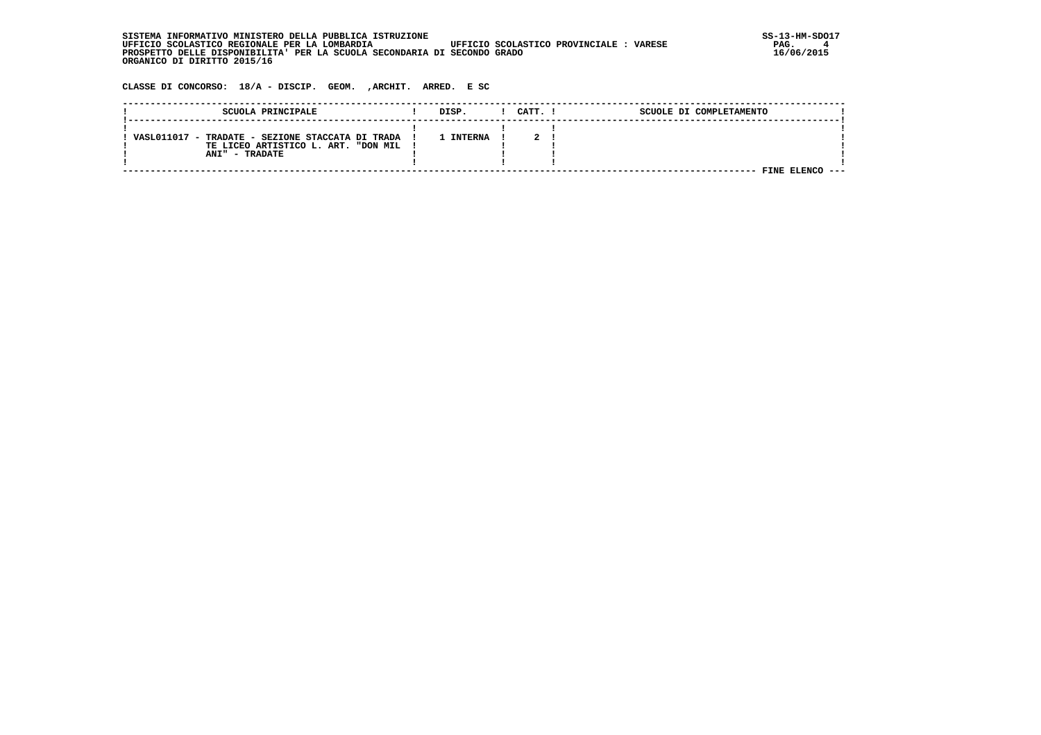SISTEMA INFORMATIVO MINISTERO DELLA PUBBLICA ISTRUZIONE
UFFICIO SCOLASTICO REGIONALE PER LA LOMBARDIA UFFICIO SCOLASTICO PROVINCIALE : VARESE
PROSPETTO DELLE DISPONIBILITA' PER LA SCUOLA SECONDARIA DI SECONDO GRADO
ORGANICO DI DIRITTO 2015/16

SS-13-HM-SDO17
16/06/2015

CLASSE DI CONCORSO: 18/A - DISCIP. GEOM. ,ARCHIT. ARRED. E SC

| SCUOLA PRINCIPALE | DISP. | CATT. | SCUOLE DI COMPLETAMENTO |
|---|---|---|---|
| VASL011017 - TRADATE - SEZIONE STACCATA DI TRADATE LICEO ARTISTICO L. ART. "DON MILANI" - TRADATE | 1 INTERNA | 2 | |

FINE ELENCO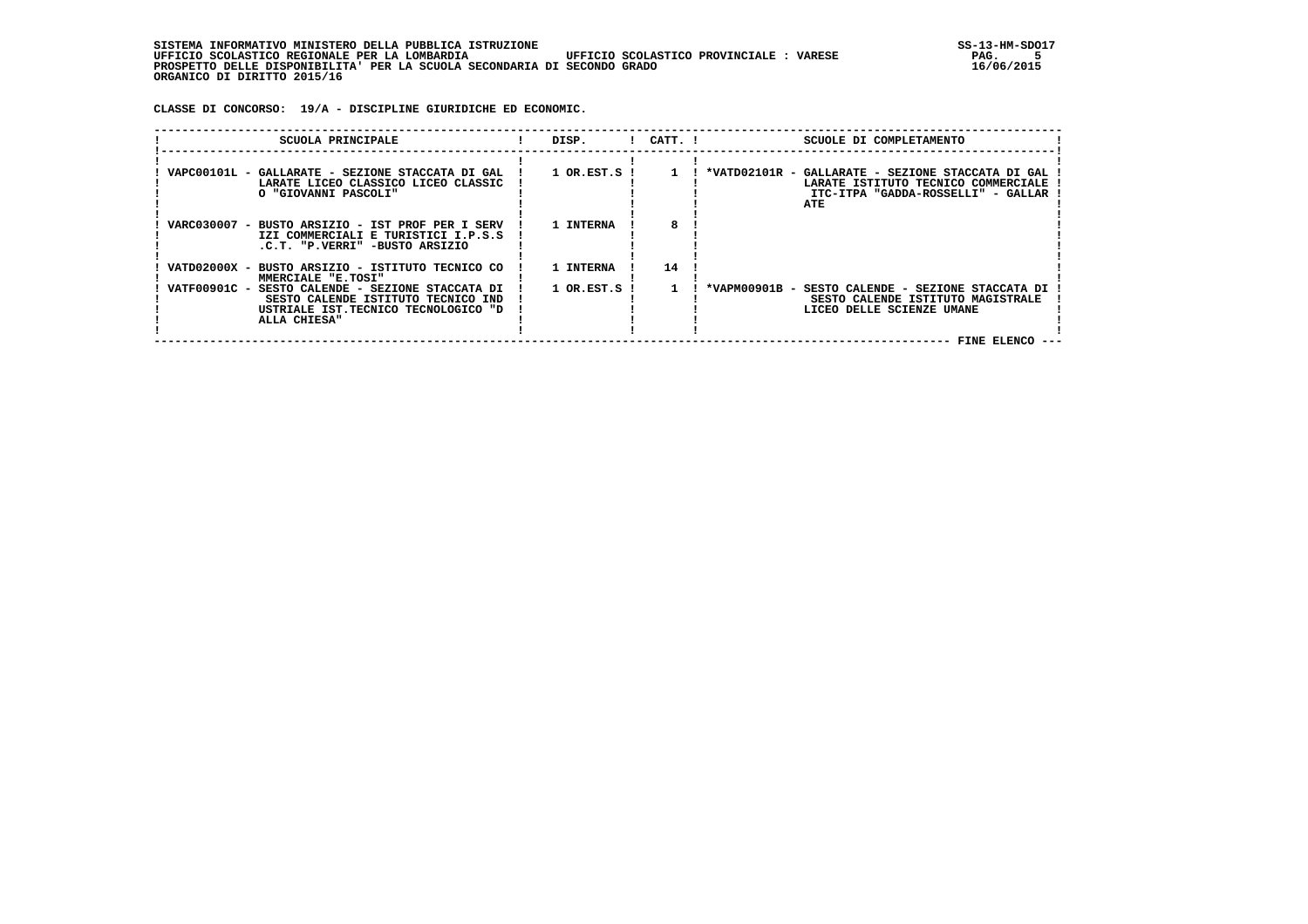SISTEMA INFORMATIVO MINISTERO DELLA PUBBLICA ISTRUZIONE
UFFICIO SCOLASTICO REGIONALE PER LA LOMBARDIA    UFFICIO SCOLASTICO PROVINCIALE : VARESE
PROSPETTO DELLE DISPONIBILITA' PER LA SCUOLA SECONDARIA DI SECONDO GRADO
ORGANICO DI DIRITTO 2015/16

SS-13-HM-SDO17
16/06/2015

CLASSE DI CONCORSO: 19/A - DISCIPLINE GIURIDICHE ED ECONOMIC.

| SCUOLA PRINCIPALE | DISP. | CATT. | SCUOLE DI COMPLETAMENTO |
|---|---|---|---|
| VAPC00101L - GALLARATE - SEZIONE STACCATA DI GALLARATE LICEO CLASSICO LICEO CLASSICO "GIOVANNI PASCOLI" | 1 OR.EST.S | 1 | *VATD02101R - GALLARATE - SEZIONE STACCATA DI GALLARATE ISTITUTO TECNICO COMMERCIALE ITC-ITPA "GADDA-ROSSELLI" - GALLARATE |
| VARC030007 - BUSTO ARSIZIO - IST PROF PER I SERVIZI COMMERCIALI E TURISTICI I.P.S.S.C.T. "P.VERRI" -BUSTO ARSIZIO | 1 INTERNA | 8 | |
| VATD02000X - BUSTO ARSIZIO - ISTITUTO TECNICO COMMERCIALE "E.TOSI" | 1 INTERNA | 14 | |
| VATF00901C - SESTO CALENDE - SEZIONE STACCATA DI SESTO CALENDE ISTITUTO TECNICO INDUSTRIALE IST.TECNICO TECNOLOGICO "DALLA CHIESA" | 1 OR.EST.S | 1 | *VAPM00901B - SESTO CALENDE - SEZIONE STACCATA DI SESTO CALENDE ISTITUTO MAGISTRALE LICEO DELLE SCIENZE UMANE |

FINE ELENCO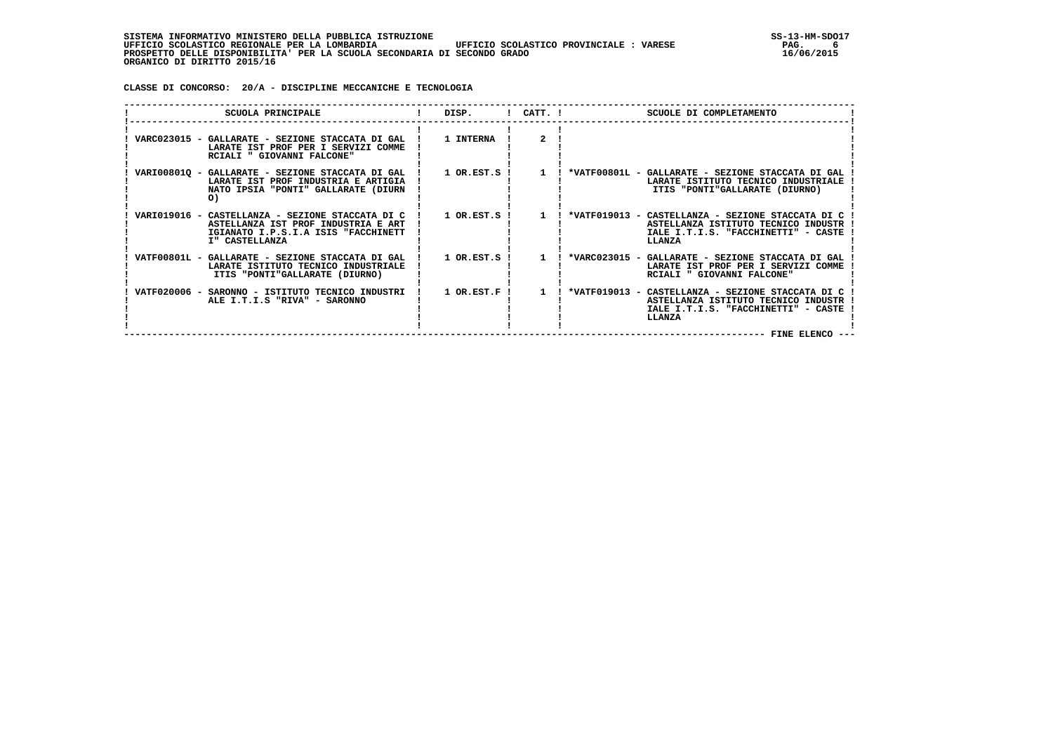SISTEMA INFORMATIVO MINISTERO DELLA PUBBLICA ISTRUZIONE
UFFICIO SCOLASTICO REGIONALE PER LA LOMBARDIA        UFFICIO SCOLASTICO PROVINCIALE : VARESE
PROSPETTO DELLE DISPONIBILITA' PER LA SCUOLA SECONDARIA DI SECONDO GRADO
ORGANICO DI DIRITTO 2015/16

**CLASSE DI CONCORSO: 20/A - DISCIPLINE MECCANICHE E TECNOLOGIA**

| SCUOLA PRINCIPALE | DISP. | CATT. | SCUOLE DI COMPLETAMENTO |
|---|---|---|---|
| VARC023015 - GALLARATE - SEZIONE STACCATA DI GALLARATE IST PROF PER I SERVIZI COMMERCIALI " GIOVANNI FALCONE" | 1 INTERNA | 2 | |
| VARI00801Q - GALLARATE - SEZIONE STACCATA DI GALLARATE IST PROF INDUSTRIA E ARTIGIANATO IPSIA "PONTI" GALLARATE (DIURNO) | 1 OR.EST.S | 1 | *VATF00801L - GALLARATE - SEZIONE STACCATA DI GALLARATE ISTITUTO TECNICO INDUSTRIALE ITIS "PONTI"GALLARATE (DIURNO) |
| VARI019016 - CASTELLANZA - SEZIONE STACCATA DI CASTELLANZA IST PROF INDUSTRIA E ARTIGIANATO I.P.S.I.A ISIS "FACCHINETTI" CASTELLANZA | 1 OR.EST.S | 1 | *VATF019013 - CASTELLANZA - SEZIONE STACCATA DI CASTELLANZA ISTITUTO TECNICO INDUSTRIALE I.T.I.S. "FACCHINETTI" - CASTELLANZA |
| VATF00801L - GALLARATE - SEZIONE STACCATA DI GALLARATE ISTITUTO TECNICO INDUSTRIALE ITIS "PONTI"GALLARATE (DIURNO) | 1 OR.EST.S | 1 | *VARC023015 - GALLARATE - SEZIONE STACCATA DI GALLARATE IST PROF PER I SERVIZI COMMERCIALI " GIOVANNI FALCONE" |
| VATF020006 - SARONNO - ISTITUTO TECNICO INDUSTRIALE I.T.I.S "RIVA" - SARONNO | 1 OR.EST.F | 1 | *VATF019013 - CASTELLANZA - SEZIONE STACCATA DI CASTELLANZA ISTITUTO TECNICO INDUSTRIALE I.T.I.S. "FACCHINETTI" - CASTELLANZA |

FINE ELENCO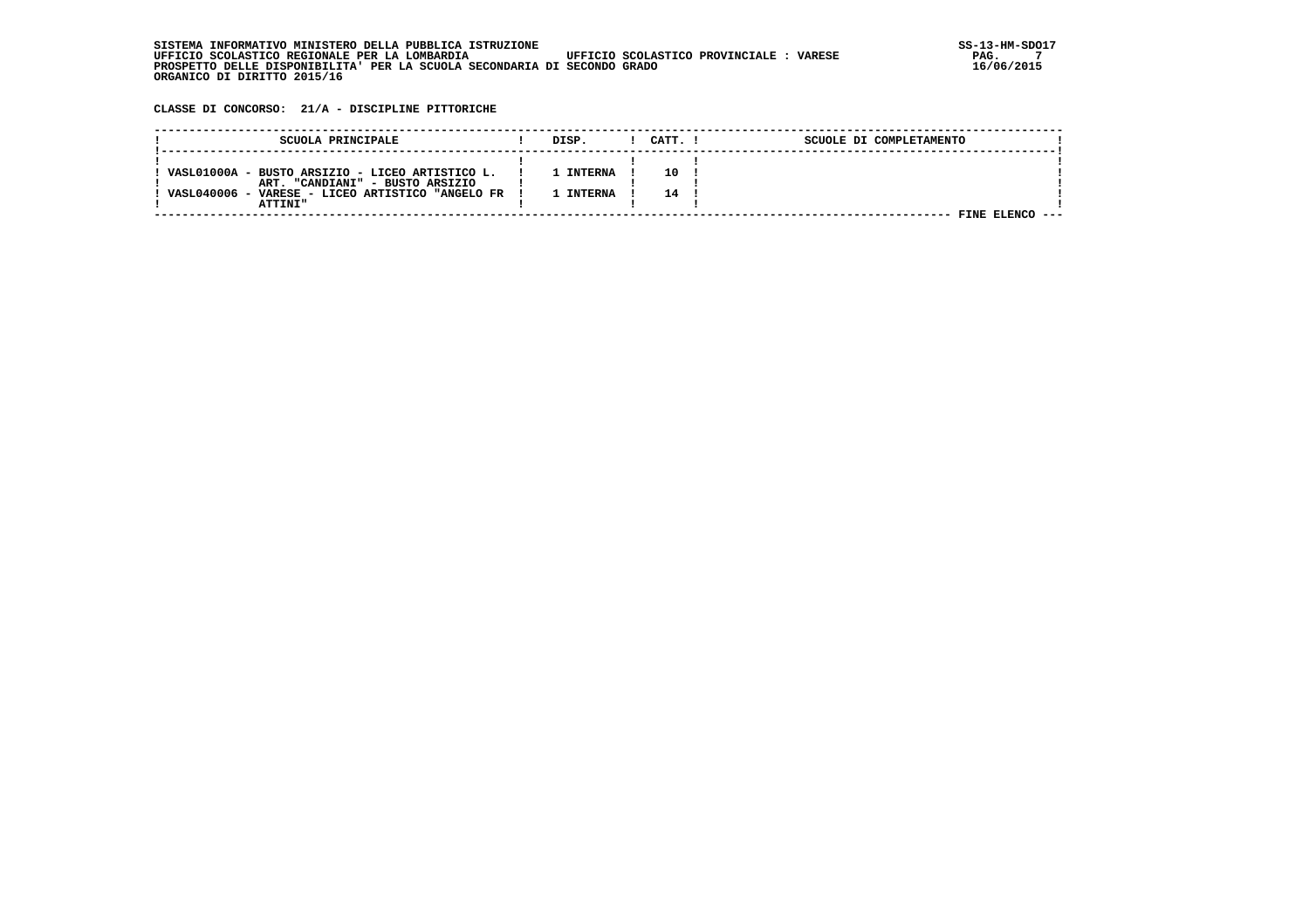SISTEMA INFORMATIVO MINISTERO DELLA PUBBLICA ISTRUZIONE
UFFICIO SCOLASTICO REGIONALE PER LA LOMBARDIA UFFICIO SCOLASTICO PROVINCIALE : VARESE
PROSPETTO DELLE DISPONIBILITA' PER LA SCUOLA SECONDARIA DI SECONDO GRADO
ORGANICO DI DIRITTO 2015/16

SS-13-HM-SDO17
16/06/2015

**CLASSE DI CONCORSO: 21/A - DISCIPLINE PITTORICHE**

| SCUOLA PRINCIPALE | DISP. | CATT. | SCUOLE DI COMPLETAMENTO |
|---|---|---|---|
| VASL01000A - BUSTO ARSIZIO - LICEO ARTISTICO L. ART. "CANDIANI" - BUSTO ARSIZIO | 1 INTERNA | 10 | |
| VASL040006 - VARESE - LICEO ARTISTICO "ANGELO FR ATTINI" | 1 INTERNA | 14 | |

FINE ELENCO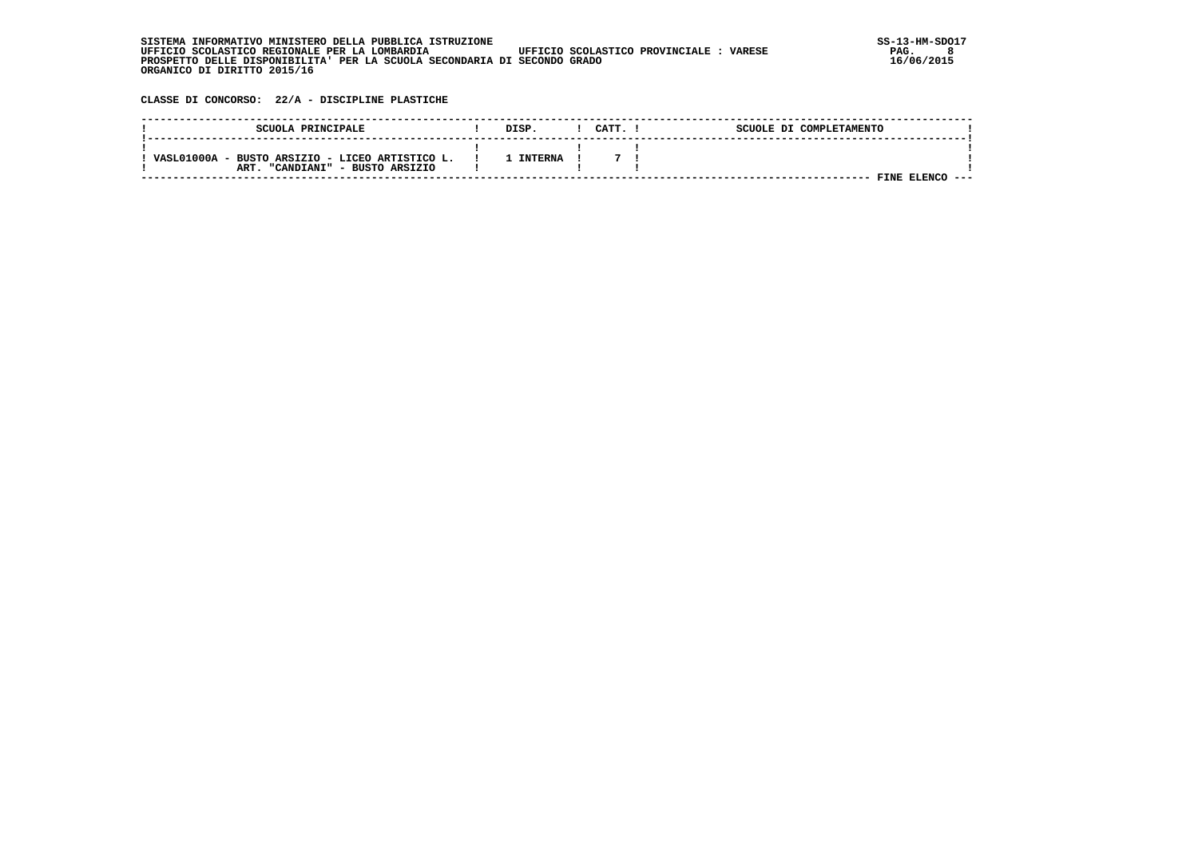SISTEMA INFORMATIVO MINISTERO DELLA PUBBLICA ISTRUZIONE
UFFICIO SCOLASTICO REGIONALE PER LA LOMBARDIA UFFICIO SCOLASTICO PROVINCIALE : VARESE
PROSPETTO DELLE DISPONIBILITA' PER LA SCUOLA SECONDARIA DI SECONDO GRADO
ORGANICO DI DIRITTO 2015/16

SS-13-HM-SDO17
16/06/2015

**CLASSE DI CONCORSO: 22/A - DISCIPLINE PLASTICHE**

| SCUOLA PRINCIPALE | DISP. | CATT. | SCUOLE DI COMPLETAMENTO |
|---|---|---|---|
| VASL01000A - BUSTO ARSIZIO - LICEO ARTISTICO L. ART. "CANDIANI" - BUSTO ARSIZIO | 1 INTERNA | 7 | |

FINE ELENCO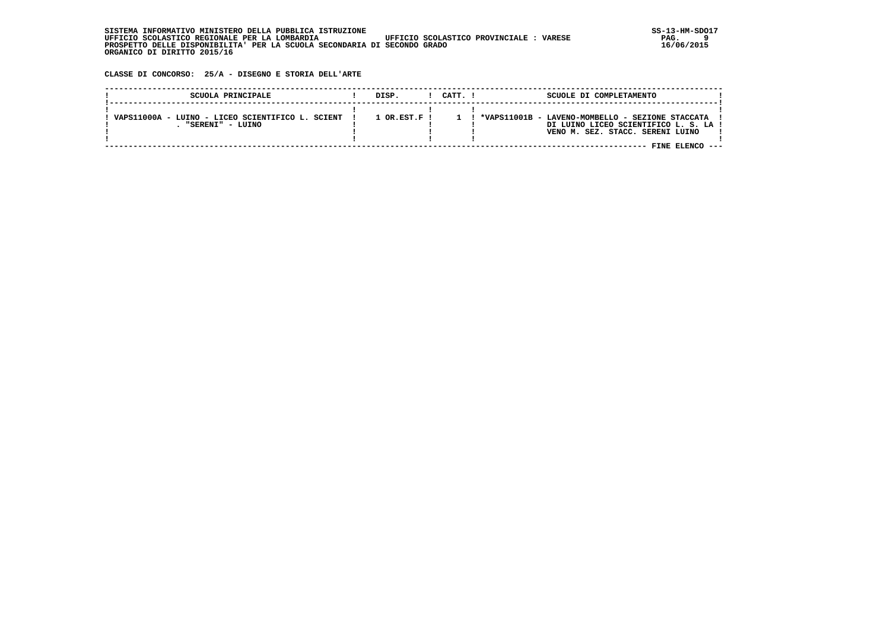SISTEMA INFORMATIVO MINISTERO DELLA PUBBLICA ISTRUZIONE
UFFICIO SCOLASTICO REGIONALE PER LA LOMBARDIA UFFICIO SCOLASTICO PROVINCIALE : VARESE
PROSPETTO DELLE DISPONIBILITA' PER LA SCUOLA SECONDARIA DI SECONDO GRADO
ORGANICO DI DIRITTO 2015/16

**CLASSE DI CONCORSO: 25/A - DISEGNO E STORIA DELL'ARTE**

| SCUOLA PRINCIPALE | DISP. | CATT. | SCUOLE DI COMPLETAMENTO |
|---|---|---|---|
| VAPS11000A - LUINO - LICEO SCIENTIFICO L. SCIENT . "SERENI" - LUINO | 1 OR.EST.F | 1 | *VAPS11001B - LAVENO-MOMBELLO - SEZIONE STACCATA DI LUINO LICEO SCIENTIFICO L. S. LA VENO M. SEZ. STACC. SERENI LUINO |

FINE ELENCO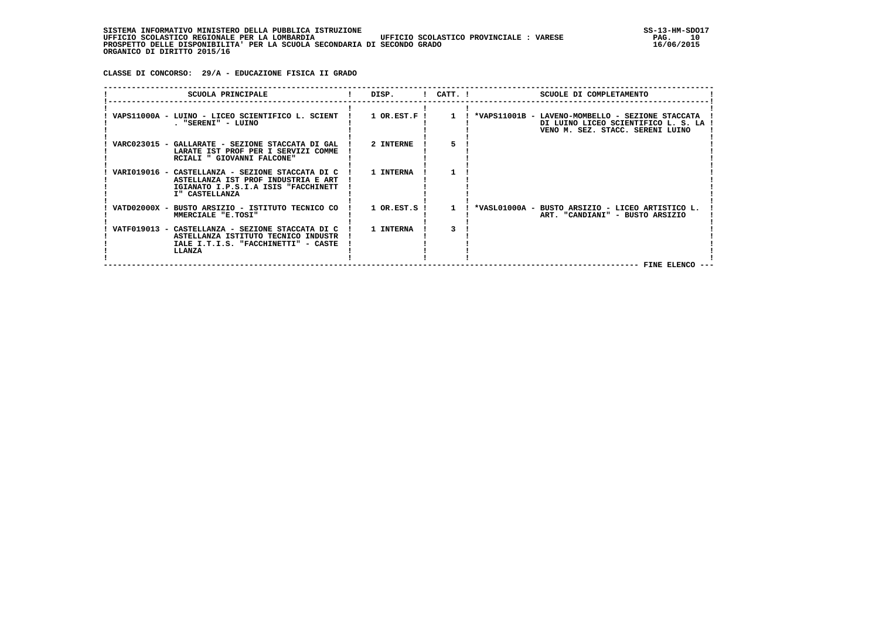SISTEMA INFORMATIVO MINISTERO DELLA PUBBLICA ISTRUZIONE
UFFICIO SCOLASTICO REGIONALE PER LA LOMBARDIA UFFICIO SCOLASTICO PROVINCIALE : VARESE
PROSPETTO DELLE DISPONIBILITA' PER LA SCUOLA SECONDARIA DI SECONDO GRADO
ORGANICO DI DIRITTO 2015/16

**CLASSE DI CONCORSO: 29/A - EDUCAZIONE FISICA II GRADO**

| SCUOLA PRINCIPALE | DISP. | CATT. | SCUOLE DI COMPLETAMENTO |
|---|---|---|---|
| VAPS11000A - LUINO - LICEO SCIENTIFICO L. SCIENT . "SERENI" - LUINO | 1 OR.EST.F | 1 | *VAPS11001B - LAVENO-MOMBELLO - SEZIONE STACCATA DI LUINO LICEO SCIENTIFICO L. S. LAVENO M. SEZ. STACC. SERENI LUINO |
| VARC023015 - GALLARATE - SEZIONE STACCATA DI GALLARATE IST PROF PER I SERVIZI COMMERCIALI " GIOVANNI FALCONE" | 2 INTERNE | 5 | |
| VARI019016 - CASTELLANZA - SEZIONE STACCATA DI CASTELLANZA IST PROF INDUSTRIA E ARTIGIANATO I.P.S.I.A ISIS "FACCHINETTI" CASTELLANZA | 1 INTERNA | 1 | |
| VATD02000X - BUSTO ARSIZIO - ISTITUTO TECNICO COMMERCIALE "E.TOSI" | 1 OR.EST.S | 1 | *VASL01000A - BUSTO ARSIZIO - LICEO ARTISTICO L. ART. "CANDIANI" - BUSTO ARSIZIO |
| VATF019013 - CASTELLANZA - SEZIONE STACCATA DI CASTELLANZA ISTITUTO TECNICO INDUSTRIALE I.T.I.S. "FACCHINETTI" - CASTELLANZA | 1 INTERNA | 3 | |

--- FINE ELENCO ---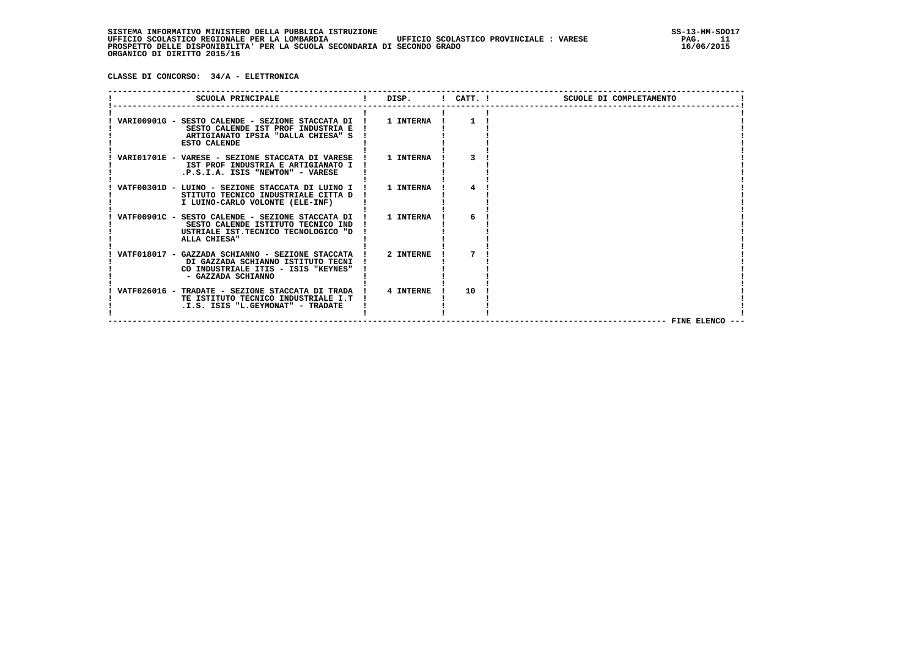SISTEMA INFORMATIVO MINISTERO DELLA PUBBLICA ISTRUZIONE
UFFICIO SCOLASTICO REGIONALE PER LA LOMBARDIA UFFICIO SCOLASTICO PROVINCIALE : VARESE
PROSPETTO DELLE DISPONIBILITA' PER LA SCUOLA SECONDARIA DI SECONDO GRADO
ORGANICO DI DIRITTO 2015/16

SS-13-HM-SDO17
16/06/2015

**CLASSE DI CONCORSO: 34/A - ELETTRONICA**

| SCUOLA PRINCIPALE | DISP. | CATT. | SCUOLE DI COMPLETAMENTO |
|---|---|---|---|
| VARI00901G - SESTO CALENDE - SEZIONE STACCATA DI SESTO CALENDE IST PROF INDUSTRIA E ARTIGIANATO IPSIA "DALLA CHIESA" SESTO CALENDE | 1 INTERNA | 1 | |
| VARI01701E - VARESE - SEZIONE STACCATA DI VARESE IST PROF INDUSTRIA E ARTIGIANATO I.P.S.I.A. ISIS "NEWTON" - VARESE | 1 INTERNA | 3 | |
| VATF00301D - LUINO - SEZIONE STACCATA DI LUINO ISTITUTO TECNICO INDUSTRIALE CITTA DI LUINO-CARLO VOLONTE (ELE-INF) | 1 INTERNA | 4 | |
| VATF00901C - SESTO CALENDE - SEZIONE STACCATA DI SESTO CALENDE ISTITUTO TECNICO INDUSTRIALE IST.TECNICO TECNOLOGICO "DALLA CHIESA" | 1 INTERNA | 6 | |
| VATF018017 - GAZZADA SCHIANNO - SEZIONE STACCATA DI GAZZADA SCHIANNO ISTITUTO TECNICO INDUSTRIALE ITIS - ISIS "KEYNES" - GAZZADA SCHIANNO | 2 INTERNE | 7 | |
| VATF026016 - TRADATE - SEZIONE STACCATA DI TRADATE ISTITUTO TECNICO INDUSTRIALE I.T.I.S. ISIS "L.GEYMONAT" - TRADATE | 4 INTERNE | 10 | |

FINE ELENCO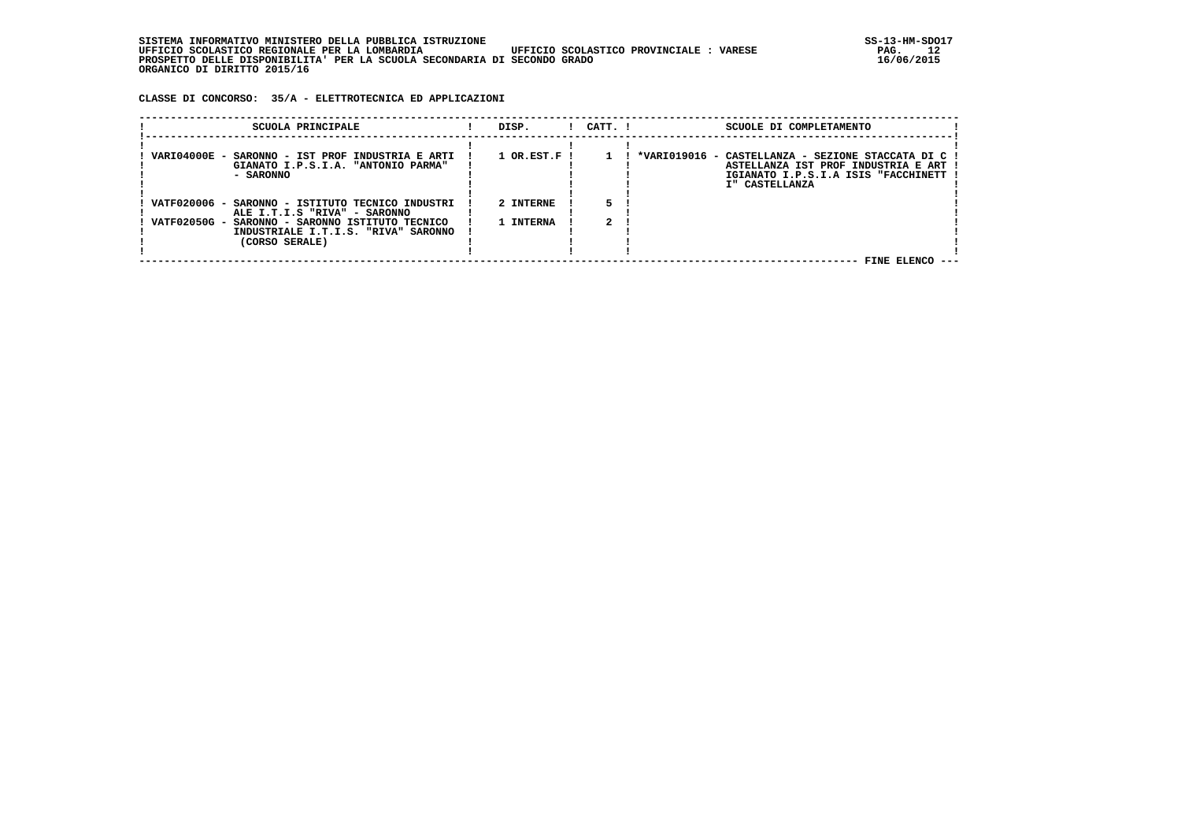SISTEMA INFORMATIVO MINISTERO DELLA PUBBLICA ISTRUZIONE
UFFICIO SCOLASTICO REGIONALE PER LA LOMBARDIA  UFFICIO SCOLASTICO PROVINCIALE : VARESE
PROSPETTO DELLE DISPONIBILITA' PER LA SCUOLA SECONDARIA DI SECONDO GRADO
ORGANICO DI DIRITTO 2015/16

**CLASSE DI CONCORSO: 35/A - ELETTROTECNICA ED APPLICAZIONI**

| SCUOLA PRINCIPALE | DISP. | CATT. | SCUOLE DI COMPLETAMENTO |
|---|---|---|---|
| VARI04000E - SARONNO - IST PROF INDUSTRIA E ARTIGIANATO I.P.S.I.A. "ANTONIO PARMA" - SARONNO | 1 OR.EST.F | 1 | *VARI019016 - CASTELLANZA - SEZIONE STACCATA DI CASTELLANZA IST PROF INDUSTRIA E ARTIGIANATO I.P.S.I.A ISIS "FACCHINETTI" CASTELLANZA |
| VATF020006 - SARONNO - ISTITUTO TECNICO INDUSTRIALE I.T.I.S "RIVA" - SARONNO | 2 INTERNE | 5 | |
| VATF02050G - SARONNO - SARONNO ISTITUTO TECNICO INDUSTRIALE I.T.I.S. "RIVA" SARONNO (CORSO SERALE) | 1 INTERNA | 2 | |

FINE ELENCO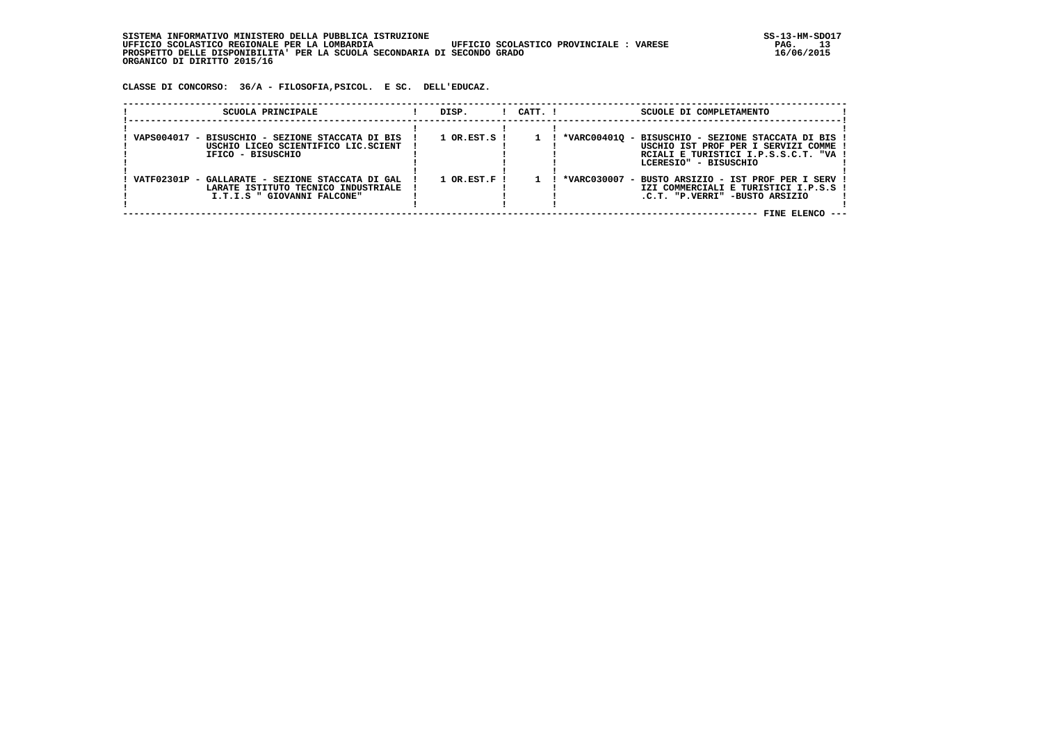SISTEMA INFORMATIVO MINISTERO DELLA PUBBLICA ISTRUZIONE
UFFICIO SCOLASTICO REGIONALE PER LA LOMBARDIA UFFICIO SCOLASTICO PROVINCIALE : VARESE
PROSPETTO DELLE DISPONIBILITA' PER LA SCUOLA SECONDARIA DI SECONDO GRADO
ORGANICO DI DIRITTO 2015/16

**CLASSE DI CONCORSO: 36/A - FILOSOFIA,PSICOL. E SC. DELL'EDUCAZ.**

| SCUOLA PRINCIPALE | DISP. | CATT. | SCUOLE DI COMPLETAMENTO |
|---|---|---|---|
| VAPS004017 - BISUSCHIO - SEZIONE STACCATA DI BISUSCHIO LICEO SCIENTIFICO LIC.SCIENTIFICO - BISUSCHIO | 1 OR.EST.S | 1 | *VARC00401Q - BISUSCHIO - SEZIONE STACCATA DI BISUSCHIO IST PROF PER I SERVIZI COMMERCIALI E TURISTICI I.P.S.S.C.T. "VALCERESIO" - BISUSCHIO |
| VATF02301P - GALLARATE - SEZIONE STACCATA DI GALLARATE ISTITUTO TECNICO INDUSTRIALE I.T.I.S " GIOVANNI FALCONE" | 1 OR.EST.F | 1 | *VARC030007 - BUSTO ARSIZIO - IST PROF PER I SERVIZI COMMERCIALI E TURISTICI I.P.S.S.C.T. "P.VERRI" -BUSTO ARSIZIO |

--- FINE ELENCO ---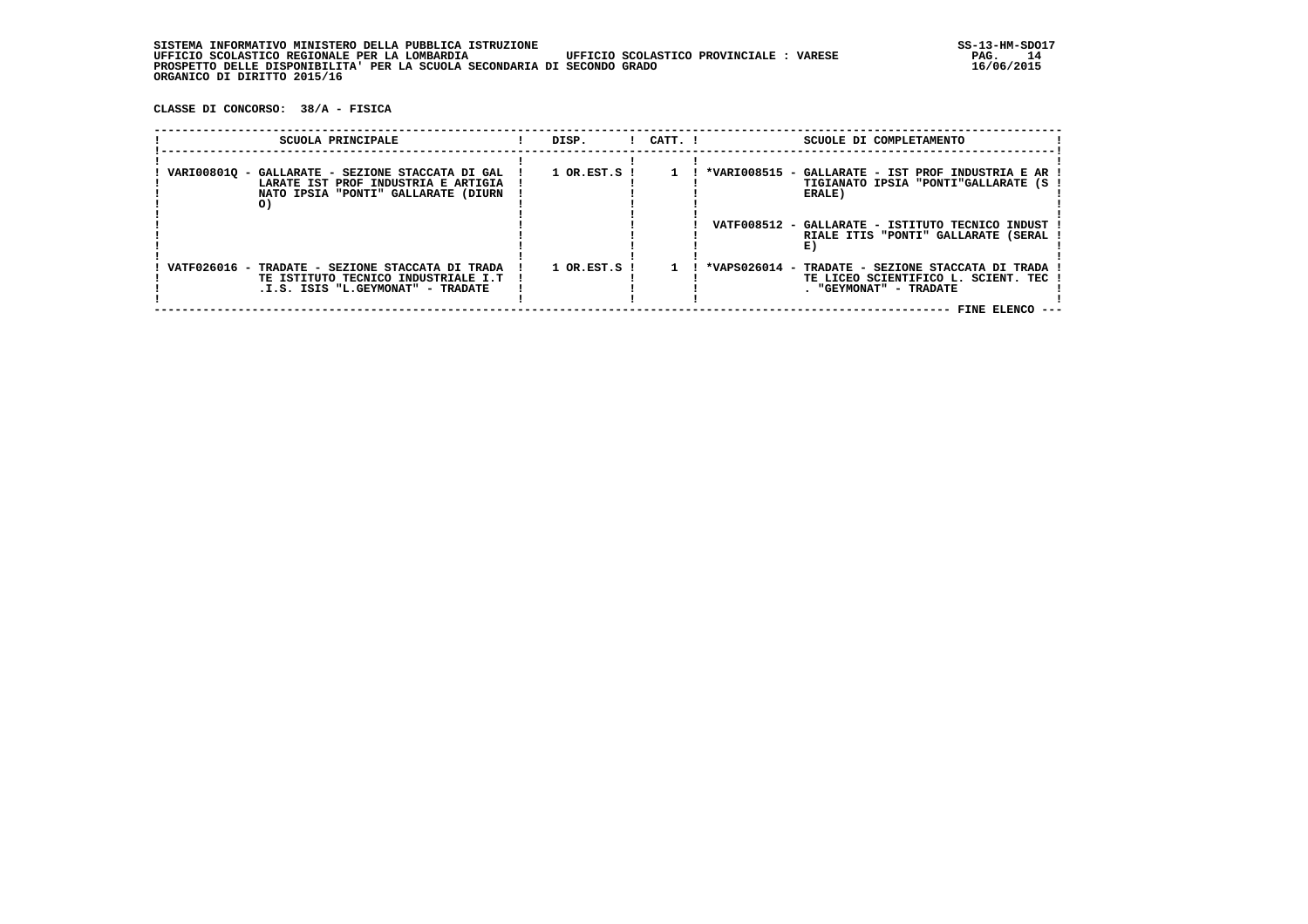SISTEMA INFORMATIVO MINISTERO DELLA PUBBLICA ISTRUZIONE
UFFICIO SCOLASTICO REGIONALE PER LA LOMBARDIA UFFICIO SCOLASTICO PROVINCIALE : VARESE
PROSPETTO DELLE DISPONIBILITA' PER LA SCUOLA SECONDARIA DI SECONDO GRADO
ORGANICO DI DIRITTO 2015/16

SS-13-HM-SDO17
16/06/2015

**CLASSE DI CONCORSO: 38/A - FISICA**

| SCUOLA PRINCIPALE | DISP. | CATT. | SCUOLE DI COMPLETAMENTO |
|---|---|---|---|
| VARI00801Q - GALLARATE - SEZIONE STACCATA DI GALLARATE IST PROF INDUSTRIA E ARTIGIANATO IPSIA "PONTI" GALLARATE (DIURNO) | 1 OR.EST.S | 1 | *VARI008515 - GALLARATE - IST PROF INDUSTRIA E ARTIGIANATO IPSIA "PONTI"GALLARATE (SERALE) |
| | | | VATF008512 - GALLARATE - ISTITUTO TECNICO INDUSTRIALE ITIS "PONTI" GALLARATE (SERALE) |
| VATF026016 - TRADATE - SEZIONE STACCATA DI TRADATE ISTITUTO TECNICO INDUSTRIALE I.T.I.S. ISIS "L.GEYMONAT" - TRADATE | 1 OR.EST.S | 1 | *VAPS026014 - TRADATE - SEZIONE STACCATA DI TRADATE LICEO SCIENTIFICO L. SCIENT. TEC. "GEYMONAT" - TRADATE |

FINE ELENCO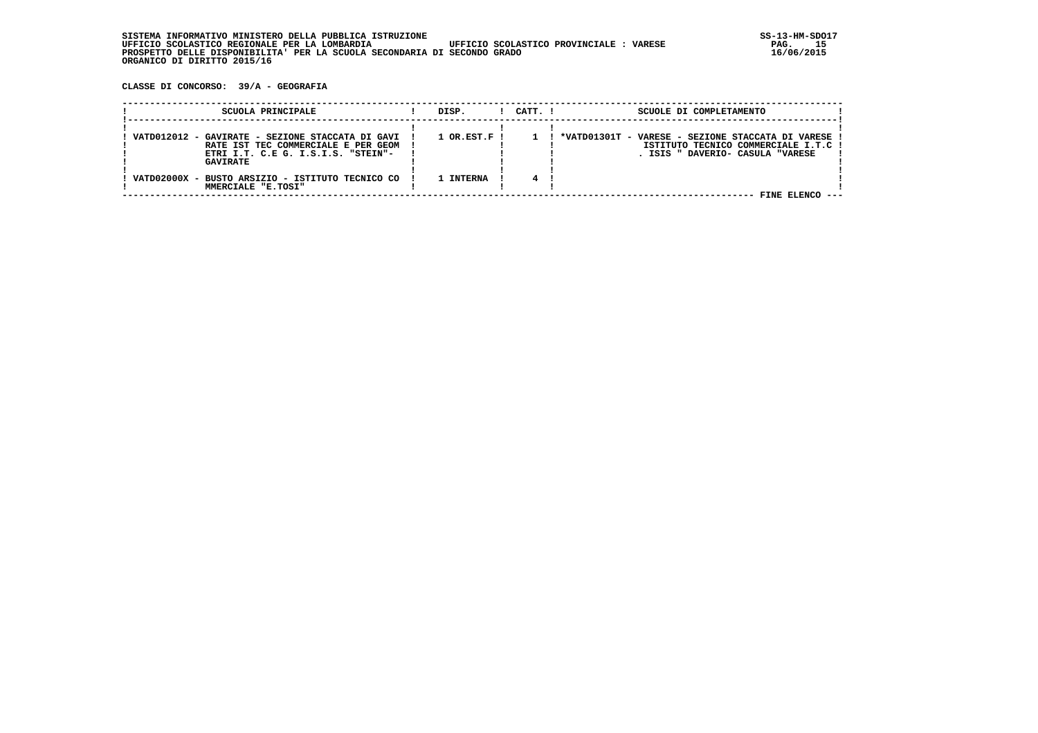SISTEMA INFORMATIVO MINISTERO DELLA PUBBLICA ISTRUZIONE
UFFICIO SCOLASTICO REGIONALE PER LA LOMBARDIA — UFFICIO SCOLASTICO PROVINCIALE : VARESE
PROSPETTO DELLE DISPONIBILITA' PER LA SCUOLA SECONDARIA DI SECONDO GRADO
ORGANICO DI DIRITTO 2015/16

SS-13-HM-SDO17
16/06/2015

**CLASSE DI CONCORSO: 39/A - GEOGRAFIA**

| SCUOLA PRINCIPALE | DISP. | CATT. | SCUOLE DI COMPLETAMENTO |
|---|---|---|---|
| VATD012012 - GAVIRATE - SEZIONE STACCATA DI GAVIRATE IST TEC COMMERCIALE E PER GEOMETRI I.T. C.E G. I.S.I.S. "STEIN"- GAVIRATE | 1 OR.EST.F | 1 | *VATD01301T - VARESE - SEZIONE STACCATA DI VARESE ISTITUTO TECNICO COMMERCIALE I.T.C . ISIS " DAVERIO- CASULA "VARESE |
| VATD02000X - BUSTO ARSIZIO - ISTITUTO TECNICO COMMERCIALE "E.TOSI" | 1 INTERNA | 4 | |

FINE ELENCO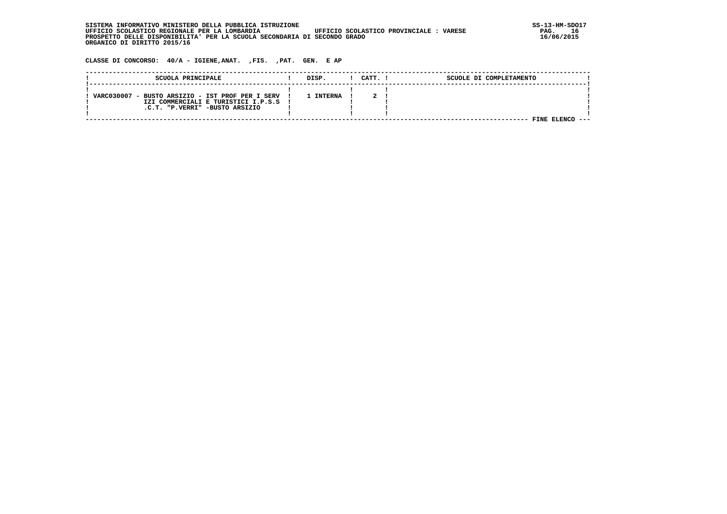SISTEMA INFORMATIVO MINISTERO DELLA PUBBLICA ISTRUZIONE
UFFICIO SCOLASTICO REGIONALE PER LA LOMBARDIA UFFICIO SCOLASTICO PROVINCIALE : VARESE
PROSPETTO DELLE DISPONIBILITA' PER LA SCUOLA SECONDARIA DI SECONDO GRADO
ORGANICO DI DIRITTO 2015/16

SS-13-HM-SDO17
16/06/2015

CLASSE DI CONCORSO: 40/A - IGIENE,ANAT. ,FIS. ,PAT. GEN. E AP

| SCUOLA PRINCIPALE | DISP. | CATT. | SCUOLE DI COMPLETAMENTO |
|---|---|---|---|
| VARC030007 - BUSTO ARSIZIO - IST PROF PER I SERVIZI COMMERCIALI E TURISTICI I.P.S.S.C.T. "P.VERRI" -BUSTO ARSIZIO | 1 INTERNA | 2 | |

FINE ELENCO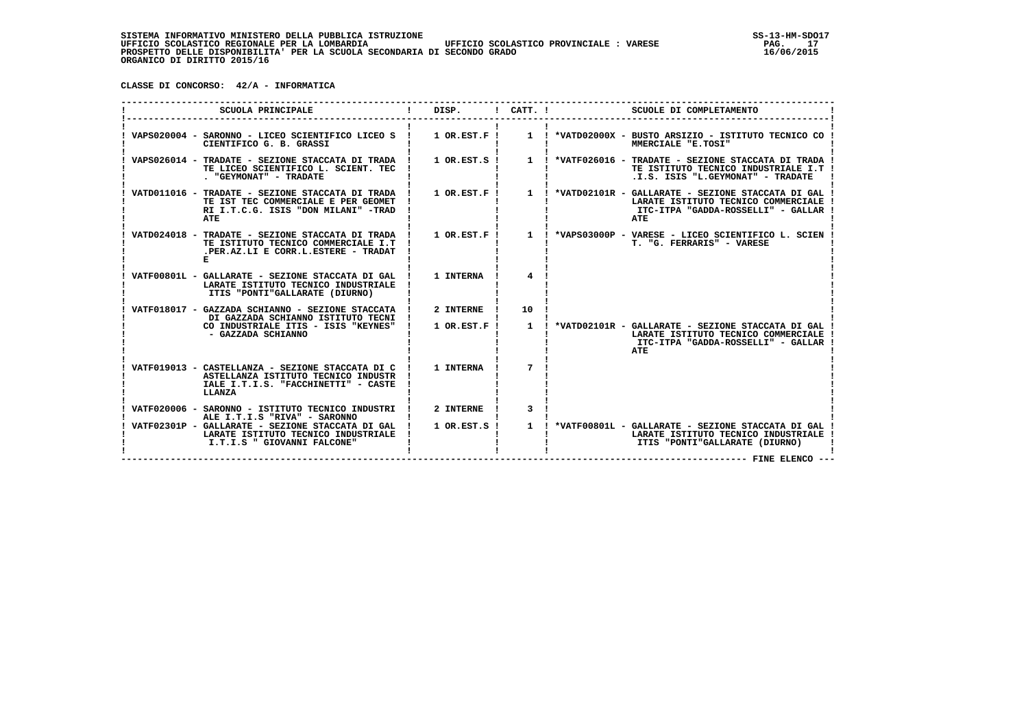SISTEMA INFORMATIVO MINISTERO DELLA PUBBLICA ISTRUZIONE
UFFICIO SCOLASTICO REGIONALE PER LA LOMBARDIA UFFICIO SCOLASTICO PROVINCIALE : VARESE
PROSPETTO DELLE DISPONIBILITA' PER LA SCUOLA SECONDARIA DI SECONDO GRADO
ORGANICO DI DIRITTO 2015/16

CLASSE DI CONCORSO: 42/A - INFORMATICA

| SCUOLA PRINCIPALE | DISP. | CATT. | SCUOLE DI COMPLETAMENTO |
|---|---|---|---|
| VAPS020004 - SARONNO - LICEO SCIENTIFICO LICEO SCIENTIFICO G. B. GRASSI | 1 OR.EST.F | 1 | *VATD02000X - BUSTO ARSIZIO - ISTITUTO TECNICO COMMERCIALE "E.TOSI" |
| VAPS026014 - TRADATE - SEZIONE STACCATA DI TRADATE LICEO SCIENTIFICO L. SCIENT. TEC. "GEYMONAT" - TRADATE | 1 OR.EST.S | 1 | *VATF026016 - TRADATE - SEZIONE STACCATA DI TRADATE ISTITUTO TECNICO INDUSTRIALE I.T.I.S. ISIS "L.GEYMONAT" - TRADATE |
| VATD011016 - TRADATE - SEZIONE STACCATA DI TRADATE IST TEC COMMERCIALE E PER GEOMETRI I.T.C.G. ISIS "DON MILANI" -TRADATE | 1 OR.EST.F | 1 | *VATD02101R - GALLARATE - SEZIONE STACCATA DI GALLARATE ISTITUTO TECNICO COMMERCIALE ITC-ITPA "GADDA-ROSSELLI" - GALLARATE |
| VATD024018 - TRADATE - SEZIONE STACCATA DI TRADATE ISTITUTO TECNICO COMMERCIALE I.T.PER.AZ.LI E CORR.L.ESTERE - TRADATE | 1 OR.EST.F | 1 | *VAPS03000P - VARESE - LICEO SCIENTIFICO L. SCIENT. "G. FERRARIS" - VARESE |
| VATF00801L - GALLARATE - SEZIONE STACCATA DI GALLARATE ISTITUTO TECNICO INDUSTRIALE ITIS "PONTI"GALLARATE (DIURNO) | 1 INTERNA | 4 | |
| VATF018017 - GAZZADA SCHIANNO - SEZIONE STACCATA DI GAZZADA SCHIANNO ISTITUTO TECNICO INDUSTRIALE ITIS - ISIS "KEYNES" - GAZZADA SCHIANNO | 2 INTERNE | 10 | |
| | 1 OR.EST.F | 1 | *VATD02101R - GALLARATE - SEZIONE STACCATA DI GALLARATE ISTITUTO TECNICO COMMERCIALE ITC-ITPA "GADDA-ROSSELLI" - GALLARATE |
| VATF019013 - CASTELLANZA - SEZIONE STACCATA DI CASTELLANZA ISTITUTO TECNICO INDUSTRIALE I.T.I.S. "FACCHINETTI" - CASTELLANZA | 1 INTERNA | 7 | |
| VATF020006 - SARONNO - ISTITUTO TECNICO INDUSTRIALE I.T.I.S "RIVA" - SARONNO | 2 INTERNE | 3 | |
| VATF02301P - GALLARATE - SEZIONE STACCATA DI GALLARATE ISTITUTO TECNICO INDUSTRIALE I.T.I.S " GIOVANNI FALCONE" | 1 OR.EST.S | 1 | *VATF00801L - GALLARATE - SEZIONE STACCATA DI GALLARATE ISTITUTO TECNICO INDUSTRIALE ITIS "PONTI"GALLARATE (DIURNO) |

--- FINE ELENCO ---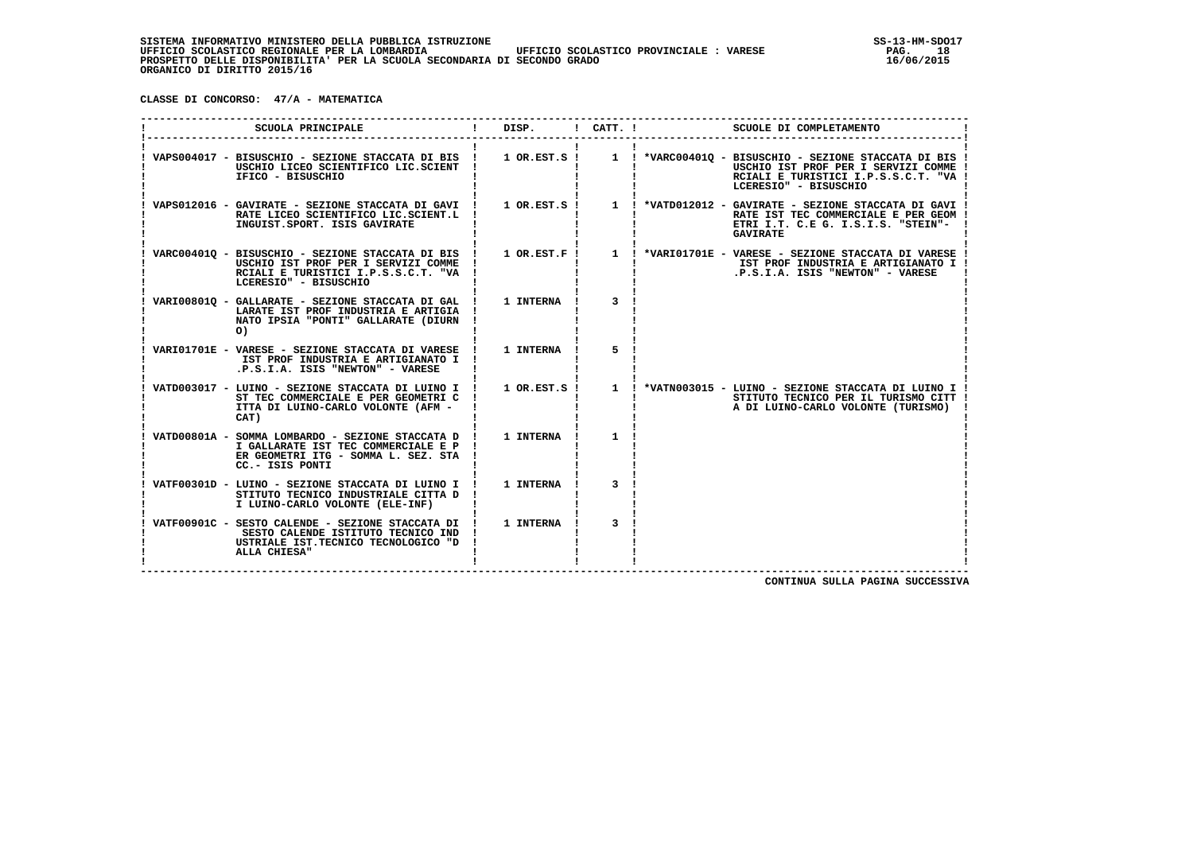SISTEMA INFORMATIVO MINISTERO DELLA PUBBLICA ISTRUZIONE
UFFICIO SCOLASTICO REGIONALE PER LA LOMBARDIA — UFFICIO SCOLASTICO PROVINCIALE : VARESE
PROSPETTO DELLE DISPONIBILITA' PER LA SCUOLA SECONDARIA DI SECONDO GRADO
ORGANICO DI DIRITTO 2015/16

**CLASSE DI CONCORSO: 47/A - MATEMATICA**

| SCUOLA PRINCIPALE | DISP. | CATT. | SCUOLE DI COMPLETAMENTO |
|---|---|---|---|
| VAPS004017 - BISUSCHIO - SEZIONE STACCATA DI BISUSCHIO LICEO SCIENTIFICO LIC.SCIENTIFICO - BISUSCHIO | 1 OR.EST.S | 1 | *VARC00401Q - BISUSCHIO - SEZIONE STACCATA DI BISUSCHIO IST PROF PER I SERVIZI COMMERCIALI E TURISTICI I.P.S.S.C.T. "VALCERESIO" - BISUSCHIO |
| VAPS012016 - GAVIRATE - SEZIONE STACCATA DI GAVIRATE LICEO SCIENTIFICO LIC.SCIENT.LINGUIST.SPORT. ISIS GAVIRATE | 1 OR.EST.S | 1 | *VATD012012 - GAVIRATE - SEZIONE STACCATA DI GAVIRATE IST TEC COMMERCIALE E PER GEOMETRI I.T. C.E G. I.S.I.S. "STEIN"- GAVIRATE |
| VARC00401Q - BISUSCHIO - SEZIONE STACCATA DI BISUSCHIO IST PROF PER I SERVIZI COMMERCIALI E TURISTICI I.P.S.S.C.T. "VALCERESIO" - BISUSCHIO | 1 OR.EST.F | 1 | *VARI01701E - VARESE - SEZIONE STACCATA DI VARESE IST PROF INDUSTRIA E ARTIGIANATO I.P.S.I.A. ISIS "NEWTON" - VARESE |
| VARI00801Q - GALLARATE - SEZIONE STACCATA DI GALLARATE IST PROF INDUSTRIA E ARTIGIANATO IPSIA "PONTI" GALLARATE (DIURNO) | 1 INTERNA | 3 | |
| VARI01701E - VARESE - SEZIONE STACCATA DI VARESE IST PROF INDUSTRIA E ARTIGIANATO I.P.S.I.A. ISIS "NEWTON" - VARESE | 1 INTERNA | 5 | |
| VATD003017 - LUINO - SEZIONE STACCATA DI LUINO IST TEC COMMERCIALE E PER GEOMETRI CITTA DI LUINO-CARLO VOLONTE (AFM - CAT) | 1 OR.EST.S | 1 | *VATN003015 - LUINO - SEZIONE STACCATA DI LUINO ISTITUTO TECNICO PER IL TURISMO CITTA DI LUINO-CARLO VOLONTE (TURISMO) |
| VATD00801A - SOMMA LOMBARDO - SEZIONE STACCATA DI GALLARATE IST TEC COMMERCIALE E PER GEOMETRI ITG - SOMMA L. SEZ. STACC.- ISIS PONTI | 1 INTERNA | 1 | |
| VATF00301D - LUINO - SEZIONE STACCATA DI LUINO ISTITUTO TECNICO INDUSTRIALE CITTA DI LUINO-CARLO VOLONTE (ELE-INF) | 1 INTERNA | 3 | |
| VATF00901C - SESTO CALENDE - SEZIONE STACCATA DI SESTO CALENDE ISTITUTO TECNICO INDUSTRIALE IST.TECNICO TECNOLOGICO "DALLA CHIESA" | 1 INTERNA | 3 | |

CONTINUA SULLA PAGINA SUCCESSIVA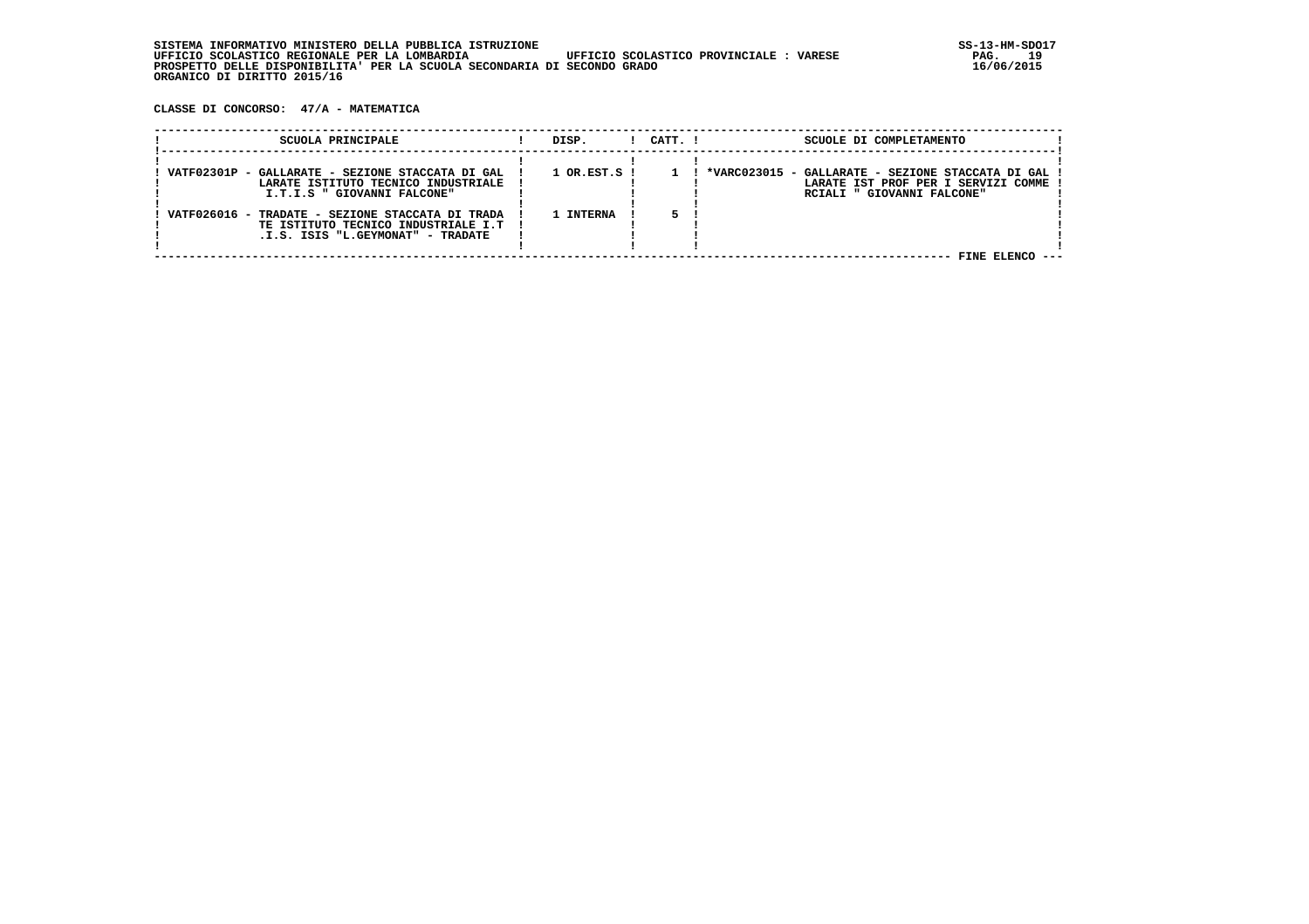SISTEMA INFORMATIVO MINISTERO DELLA PUBBLICA ISTRUZIONE
UFFICIO SCOLASTICO REGIONALE PER LA LOMBARDIA    UFFICIO SCOLASTICO PROVINCIALE : VARESE
PROSPETTO DELLE DISPONIBILITA' PER LA SCUOLA SECONDARIA DI SECONDO GRADO
ORGANICO DI DIRITTO 2015/16

SS-13-HM-SDO17
16/06/2015

**CLASSE DI CONCORSO: 47/A - MATEMATICA**

| SCUOLA PRINCIPALE | DISP. | CATT. | SCUOLE DI COMPLETAMENTO |
|---|---|---|---|
| VATF02301P - GALLARATE - SEZIONE STACCATA DI GALLARATE ISTITUTO TECNICO INDUSTRIALE I.T.I.S " GIOVANNI FALCONE" | 1 OR.EST.S | 1 | *VARC023015 - GALLARATE - SEZIONE STACCATA DI GALLARATE IST PROF PER I SERVIZI COMMERCIALI " GIOVANNI FALCONE" |
| VATF026016 - TRADATE - SEZIONE STACCATA DI TRADATE ISTITUTO TECNICO INDUSTRIALE I.T.I.S. ISIS "L.GEYMONAT" - TRADATE | 1 INTERNA | 5 | |

FINE ELENCO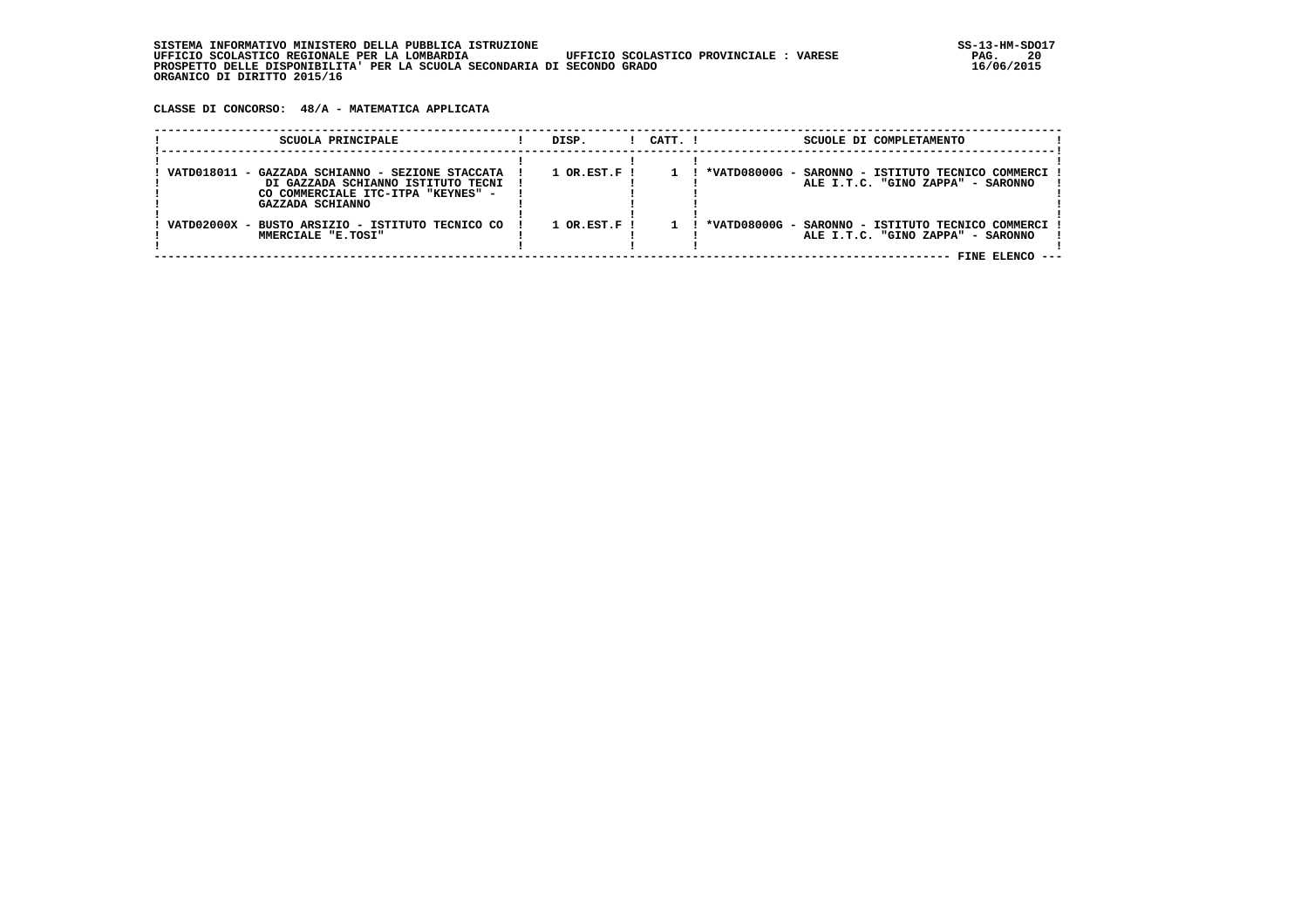SISTEMA INFORMATIVO MINISTERO DELLA PUBBLICA ISTRUZIONE
UFFICIO SCOLASTICO REGIONALE PER LA LOMBARDIA UFFICIO SCOLASTICO PROVINCIALE : VARESE
PROSPETTO DELLE DISPONIBILITA' PER LA SCUOLA SECONDARIA DI SECONDO GRADO
ORGANICO DI DIRITTO 2015/16

SS-13-HM-SDO17
16/06/2015

**CLASSE DI CONCORSO: 48/A - MATEMATICA APPLICATA**

| SCUOLA PRINCIPALE | DISP. | CATT. | SCUOLE DI COMPLETAMENTO |
|---|---|---|---|
| VATD018011 - GAZZADA SCHIANNO - SEZIONE STACCATA DI GAZZADA SCHIANNO ISTITUTO TECNICO COMMERCIALE ITC-ITPA "KEYNES" - GAZZADA SCHIANNO | 1 OR.EST.F | 1 | *VATD08000G - SARONNO - ISTITUTO TECNICO COMMERCIALE I.T.C. "GINO ZAPPA" - SARONNO |
| VATD02000X - BUSTO ARSIZIO - ISTITUTO TECNICO COMMERCIALE "E.TOSI" | 1 OR.EST.F | 1 | *VATD08000G - SARONNO - ISTITUTO TECNICO COMMERCIALE I.T.C. "GINO ZAPPA" - SARONNO |

FINE ELENCO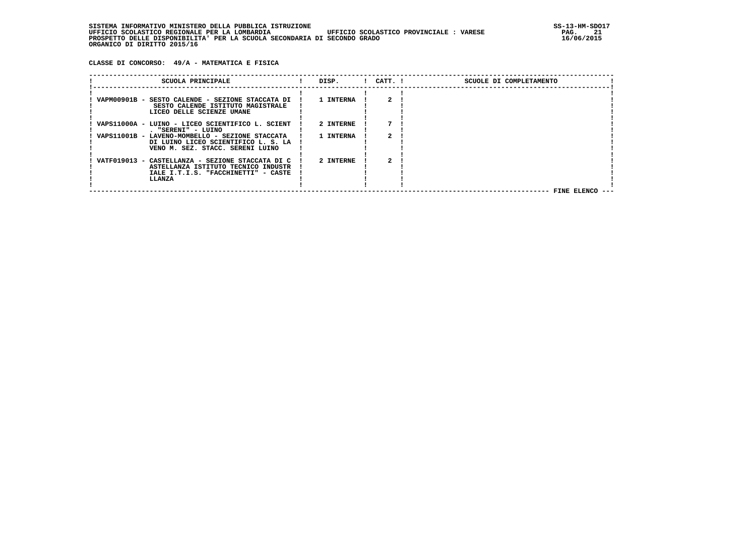SISTEMA INFORMATIVO MINISTERO DELLA PUBBLICA ISTRUZIONE
UFFICIO SCOLASTICO REGIONALE PER LA LOMBARDIA UFFICIO SCOLASTICO PROVINCIALE : VARESE
PROSPETTO DELLE DISPONIBILITA' PER LA SCUOLA SECONDARIA DI SECONDO GRADO
ORGANICO DI DIRITTO 2015/16

**CLASSE DI CONCORSO: 49/A - MATEMATICA E FISICA**

| SCUOLA PRINCIPALE | DISP. | CATT. | SCUOLE DI COMPLETAMENTO |
|---|---|---|---|
| VAPM00901B - SESTO CALENDE - SEZIONE STACCATA DI SESTO CALENDE ISTITUTO MAGISTRALE LICEO DELLE SCIENZE UMANE | 1 INTERNA | 2 | |
| VAPS11000A - LUINO - LICEO SCIENTIFICO L. SCIENT . "SERENI" - LUINO | 2 INTERNE | 7 | |
| VAPS11001B - LAVENO-MOMBELLO - SEZIONE STACCATA DI LUINO LICEO SCIENTIFICO L. S. LA VENO M. SEZ. STACC. SERENI LUINO | 1 INTERNA | 2 | |
| VATF019013 - CASTELLANZA - SEZIONE STACCATA DI C ASTELLANZA ISTITUTO TECNICO INDUSTR IALE I.T.I.S. "FACCHINETTI" - CASTE LLANZA | 2 INTERNE | 2 | |

FINE ELENCO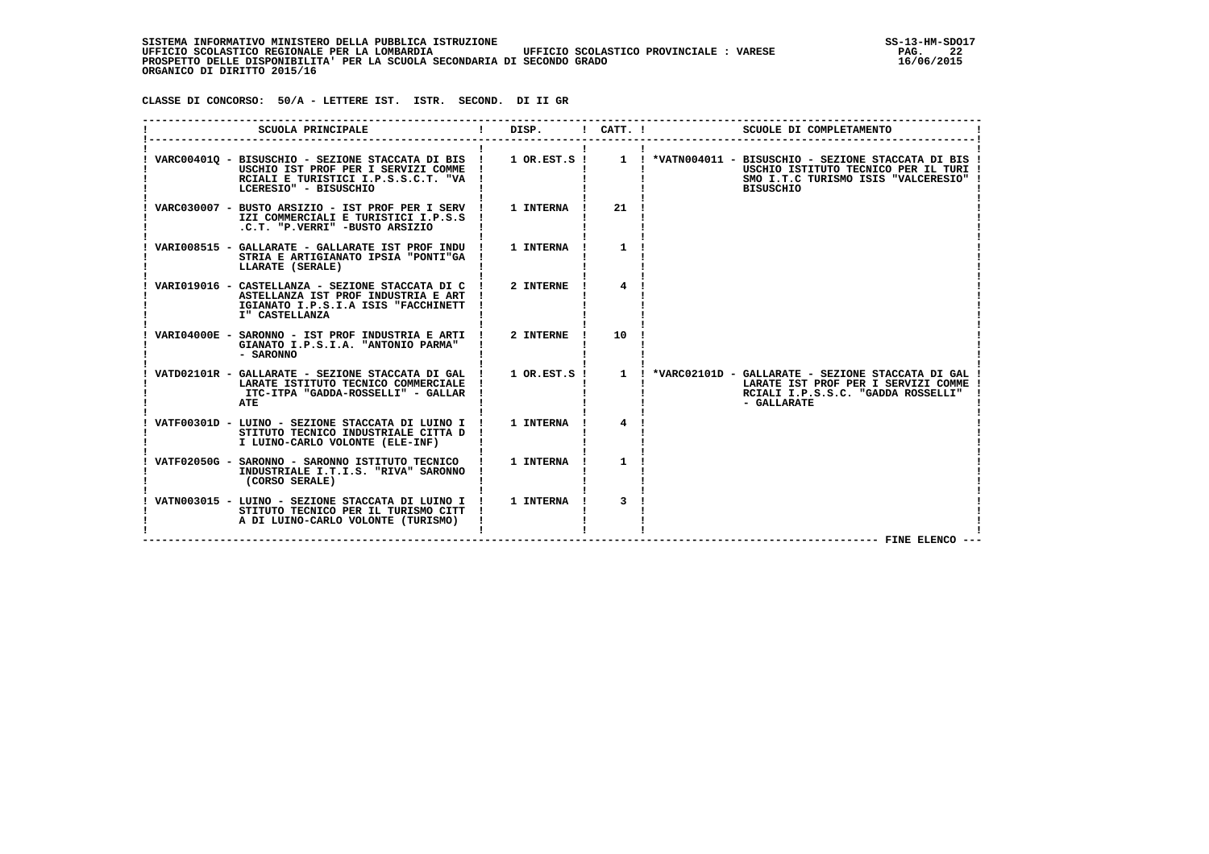SISTEMA INFORMATIVO MINISTERO DELLA PUBBLICA ISTRUZIONE
UFFICIO SCOLASTICO REGIONALE PER LA LOMBARDIA    UFFICIO SCOLASTICO PROVINCIALE : VARESE
PROSPETTO DELLE DISPONIBILITA' PER LA SCUOLA SECONDARIA DI SECONDO GRADO
ORGANICO DI DIRITTO 2015/16

**CLASSE DI CONCORSO: 50/A - LETTERE IST. ISTR. SECOND. DI II GR**

| SCUOLA PRINCIPALE | DISP. | CATT. | SCUOLE DI COMPLETAMENTO |
|---|---|---|---|
| VARC00401Q - BISUSCHIO - SEZIONE STACCATA DI BISUSCHIO IST PROF PER I SERVIZI COMMERCIALI E TURISTICI I.P.S.S.C.T. "VALCERESIO" - BISUSCHIO | 1 OR.EST.S | 1 | *VATN004011 - BISUSCHIO - SEZIONE STACCATA DI BISUSCHIO ISTITUTO TECNICO PER IL TURISMO I.T.C TURISMO ISIS "VALCERESIO" BISUSCHIO |
| VARC030007 - BUSTO ARSIZIO - IST PROF PER I SERVIZI COMMERCIALI E TURISTICI I.P.S.S.C.T. "P.VERRI" -BUSTO ARSIZIO | 1 INTERNA | 21 | |
| VARI008515 - GALLARATE - GALLARATE IST PROF INDUSTRIA E ARTIGIANATO IPSIA "PONTI"GALLARATE (SERALE) | 1 INTERNA | 1 | |
| VARI019016 - CASTELLANZA - SEZIONE STACCATA DI CASTELLANZA IST PROF INDUSTRIA E ARTIGIANATO I.P.S.I.A ISIS "FACCHINETTI" CASTELLANZA | 2 INTERNE | 4 | |
| VARI04000E - SARONNO - IST PROF INDUSTRIA E ARTIGIANATO I.P.S.I.A. "ANTONIO PARMA" - SARONNO | 2 INTERNE | 10 | |
| VATD02101R - GALLARATE - SEZIONE STACCATA DI GALLARATE ISTITUTO TECNICO COMMERCIALE ITC-ITPA "GADDA-ROSSELLI" - GALLARATE | 1 OR.EST.S | 1 | *VARC02101D - GALLARATE - SEZIONE STACCATA DI GALLARATE IST PROF PER I SERVIZI COMMERCIALI I.P.S.S.C. "GADDA ROSSELLI" - GALLARATE |
| VATF00301D - LUINO - SEZIONE STACCATA DI LUINO ISTITUTO TECNICO INDUSTRIALE CITTA DI LUINO-CARLO VOLONTE (ELE-INF) | 1 INTERNA | 4 | |
| VATF02050G - SARONNO - SARONNO ISTITUTO TECNICO INDUSTRIALE I.T.I.S. "RIVA" SARONNO (CORSO SERALE) | 1 INTERNA | 1 | |
| VATN003015 - LUINO - SEZIONE STACCATA DI LUINO ISTITUTO TECNICO PER IL TURISMO CITTA DI LUINO-CARLO VOLONTE (TURISMO) | 1 INTERNA | 3 | |

--- FINE ELENCO ---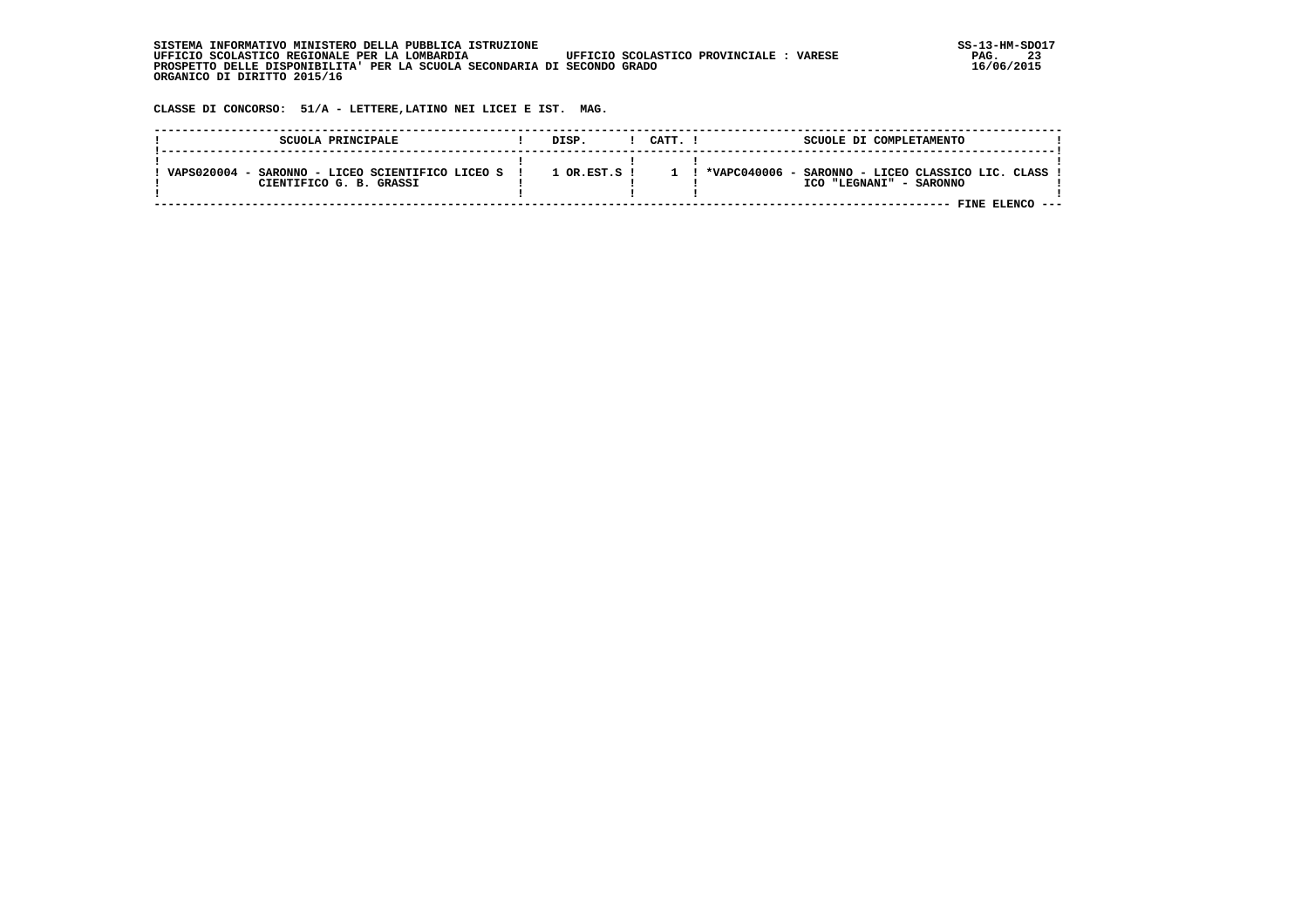SISTEMA INFORMATIVO MINISTERO DELLA PUBBLICA ISTRUZIONE
UFFICIO SCOLASTICO REGIONALE PER LA LOMBARDIA — UFFICIO SCOLASTICO PROVINCIALE : VARESE
PROSPETTO DELLE DISPONIBILITA' PER LA SCUOLA SECONDARIA DI SECONDO GRADO
ORGANICO DI DIRITTO 2015/16

SS-13-HM-SDO17
16/06/2015

**CLASSE DI CONCORSO: 51/A - LETTERE,LATINO NEI LICEI E IST. MAG.**

| SCUOLA PRINCIPALE | DISP. | CATT. | SCUOLE DI COMPLETAMENTO |
|---|---|---|---|
| VAPS020004 - SARONNO - LICEO SCIENTIFICO LICEO SCIENTIFICO G. B. GRASSI | 1 OR.EST.S | 1 | *VAPC040006 - SARONNO - LICEO CLASSICO LIC. CLASSICO "LEGNANI" - SARONNO |

FINE ELENCO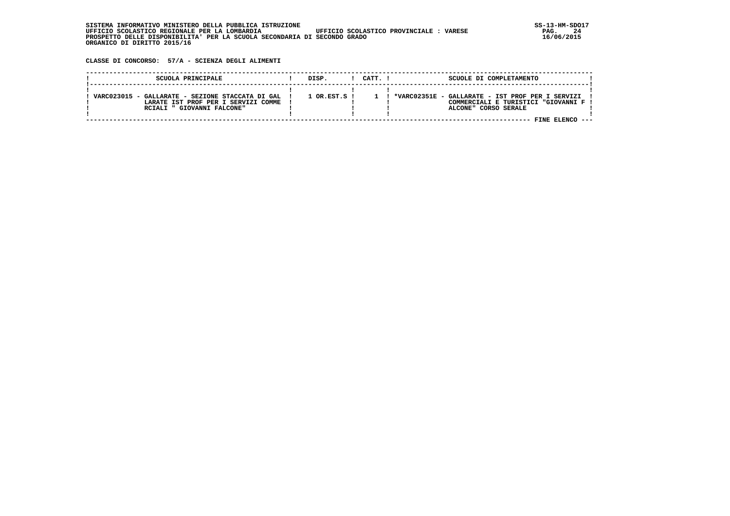SISTEMA INFORMATIVO MINISTERO DELLA PUBBLICA ISTRUZIONE
UFFICIO SCOLASTICO REGIONALE PER LA LOMBARDIA UFFICIO SCOLASTICO PROVINCIALE : VARESE
PROSPETTO DELLE DISPONIBILITA' PER LA SCUOLA SECONDARIA DI SECONDO GRADO
ORGANICO DI DIRITTO 2015/16

SS-13-HM-SDO17
16/06/2015

**CLASSE DI CONCORSO: 57/A - SCIENZA DEGLI ALIMENTI**

| SCUOLA PRINCIPALE | DISP. | CATT. | SCUOLE DI COMPLETAMENTO |
|---|---|---|---|
| VARC023015 - GALLARATE - SEZIONE STACCATA DI GALLARATE IST PROF PER I SERVIZI COMMERCIALI " GIOVANNI FALCONE" | 1 OR.EST.S | 1 | *VARC02351E - GALLARATE - IST PROF PER I SERVIZI COMMERCIALI E TURISTICI "GIOVANNI FALCONE" CORSO SERALE |

FINE ELENCO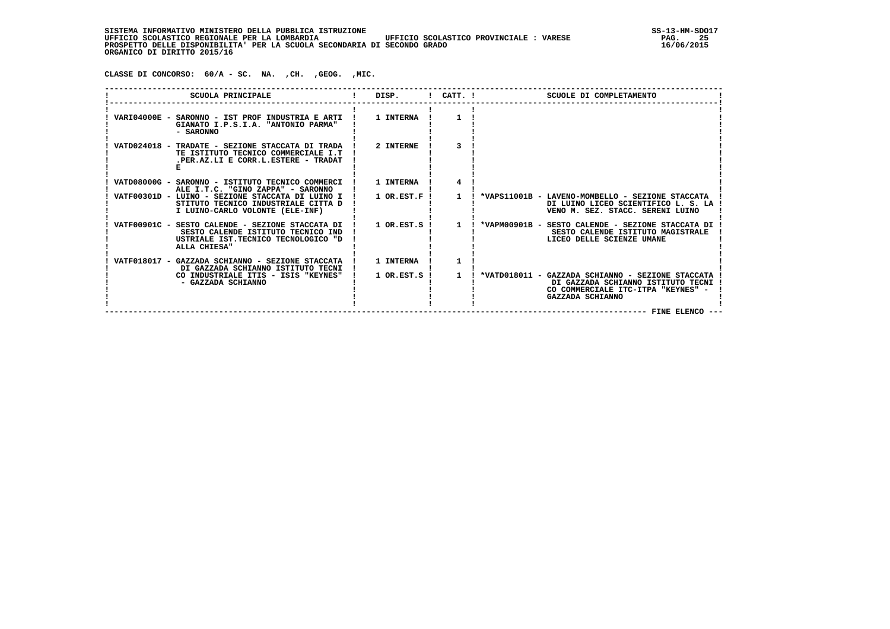SISTEMA INFORMATIVO MINISTERO DELLA PUBBLICA ISTRUZIONE
UFFICIO SCOLASTICO REGIONALE PER LA LOMBARDIA UFFICIO SCOLASTICO PROVINCIALE : VARESE
PROSPETTO DELLE DISPONIBILITA' PER LA SCUOLA SECONDARIA DI SECONDO GRADO
ORGANICO DI DIRITTO 2015/16

**CLASSE DI CONCORSO: 60/A - SC. NA. ,CH. ,GEOG. ,MIC.**

| SCUOLA PRINCIPALE | DISP. | CATT. | SCUOLE DI COMPLETAMENTO |
|---|---|---|---|
| VARI04000E - SARONNO - IST PROF INDUSTRIA E ARTIGIANATO I.P.S.I.A. "ANTONIO PARMA" - SARONNO | 1 INTERNA | 1 | |
| VATD024018 - TRADATE - SEZIONE STACCATA DI TRADATE ISTITUTO TECNICO COMMERCIALE I.T.PER.AZ.LI E CORR.L.ESTERE - TRADATE | 2 INTERNE | 3 | |
| VATD08000G - SARONNO - ISTITUTO TECNICO COMMERCIALE I.T.C. "GINO ZAPPA" - SARONNO | 1 INTERNA | 4 | |
| VATF00301D - LUINO - SEZIONE STACCATA DI LUINO ISTITUTO TECNICO INDUSTRIALE CITTA DI LUINO-CARLO VOLONTE (ELE-INF) | 1 OR.EST.F | 1 | *VAPS11001B - LAVENO-MOMBELLO - SEZIONE STACCATA DI LUINO LICEO SCIENTIFICO L. S. LAVENO M. SEZ. STACC. SERENI LUINO |
| VATF00901C - SESTO CALENDE - SEZIONE STACCATA DI SESTO CALENDE ISTITUTO TECNICO INDUSTRIALE IST.TECNICO TECNOLOGICO "DALLA CHIESA" | 1 OR.EST.S | 1 | *VAPM00901B - SESTO CALENDE - SEZIONE STACCATA DI SESTO CALENDE ISTITUTO MAGISTRALE LICEO DELLE SCIENZE UMANE |
| VATF018017 - GAZZADA SCHIANNO - SEZIONE STACCATA DI GAZZADA SCHIANNO ISTITUTO TECNICO INDUSTRIALE ITIS - ISIS "KEYNES" - GAZZADA SCHIANNO | 1 INTERNA | 1 | |
| | 1 OR.EST.S | 1 | *VATD018011 - GAZZADA SCHIANNO - SEZIONE STACCATA DI GAZZADA SCHIANNO ISTITUTO TECNICO COMMERCIALE ITC-ITPA "KEYNES" - GAZZADA SCHIANNO |

FINE ELENCO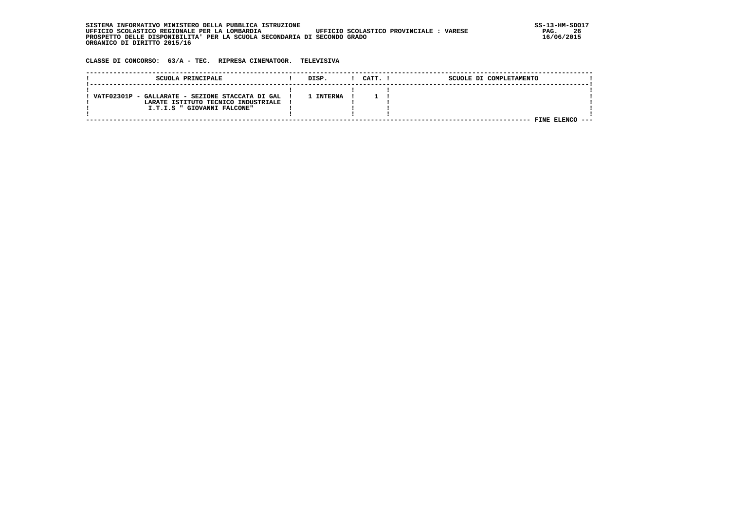SISTEMA INFORMATIVO MINISTERO DELLA PUBBLICA ISTRUZIONE
UFFICIO SCOLASTICO REGIONALE PER LA LOMBARDIA UFFICIO SCOLASTICO PROVINCIALE : VARESE
PROSPETTO DELLE DISPONIBILITA' PER LA SCUOLA SECONDARIA DI SECONDO GRADO
ORGANICO DI DIRITTO 2015/16

**CLASSE DI CONCORSO: 63/A - TEC. RIPRESA CINEMATOGR. TELEVISIVA**

| SCUOLA PRINCIPALE | DISP. | CATT. | SCUOLE DI COMPLETAMENTO |
|---|---|---|---|
| VATF02301P - GALLARATE - SEZIONE STACCATA DI GALLARATE ISTITUTO TECNICO INDUSTRIALE I.T.I.S " GIOVANNI FALCONE" | 1 INTERNA | 1 | |

FINE ELENCO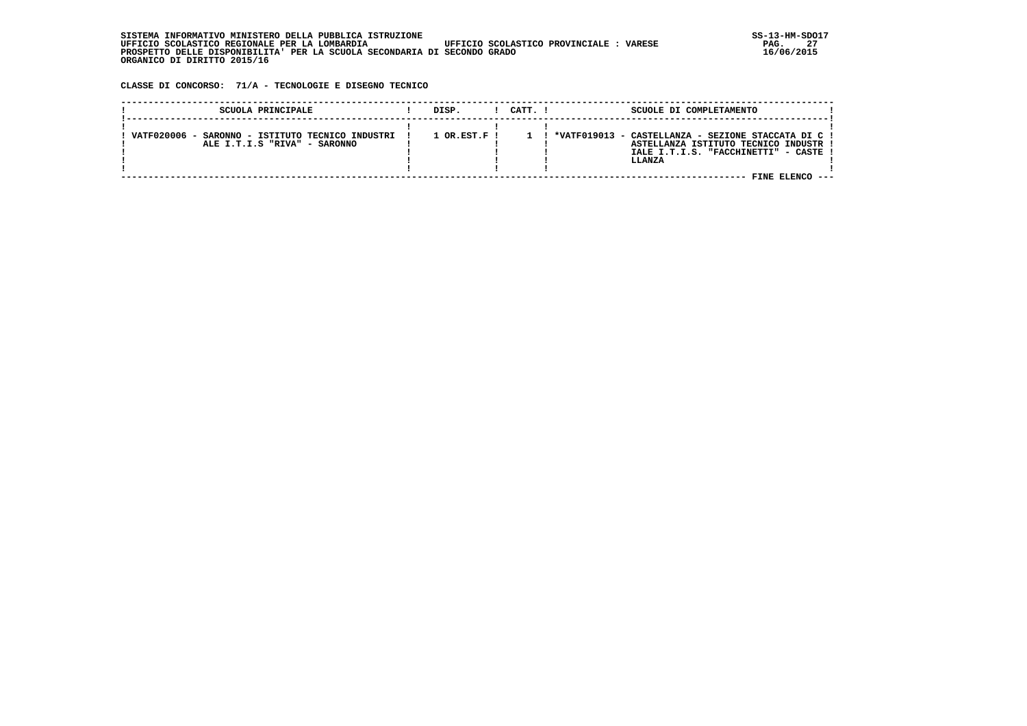SISTEMA INFORMATIVO MINISTERO DELLA PUBBLICA ISTRUZIONE
UFFICIO SCOLASTICO REGIONALE PER LA LOMBARDIA    UFFICIO SCOLASTICO PROVINCIALE : VARESE
PROSPETTO DELLE DISPONIBILITA' PER LA SCUOLA SECONDARIA DI SECONDO GRADO
ORGANICO DI DIRITTO 2015/16

SS-13-HM-SDO17
16/06/2015

**CLASSE DI CONCORSO: 71/A - TECNOLOGIE E DISEGNO TECNICO**

| SCUOLA PRINCIPALE | DISP. | CATT. | SCUOLE DI COMPLETAMENTO |
|---|---|---|---|
| VATF020006 - SARONNO - ISTITUTO TECNICO INDUSTRIALE I.T.I.S "RIVA" - SARONNO | 1 OR.EST.F | 1 | *VATF019013 - CASTELLANZA - SEZIONE STACCATA DI CASTELLANZA ISTITUTO TECNICO INDUSTRIALE I.T.I.S. "FACCHINETTI" - CASTELLANZA |

FINE ELENCO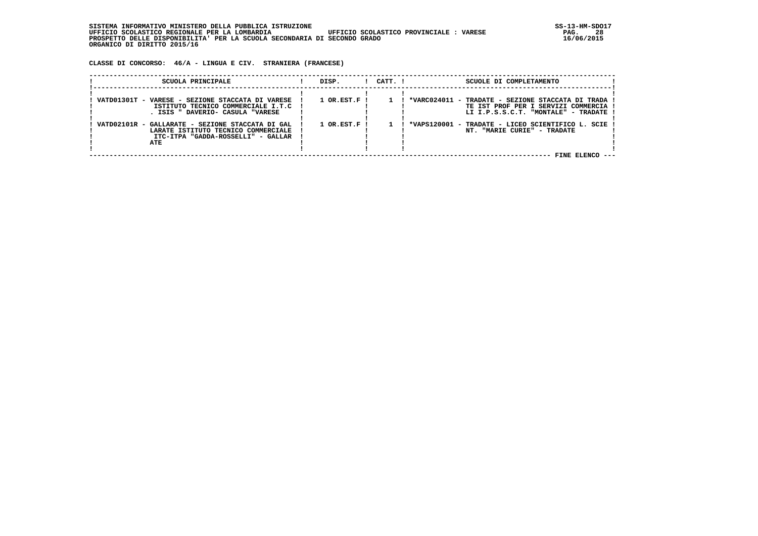SISTEMA INFORMATIVO MINISTERO DELLA PUBBLICA ISTRUZIONE
UFFICIO SCOLASTICO REGIONALE PER LA LOMBARDIA UFFICIO SCOLASTICO PROVINCIALE : VARESE
PROSPETTO DELLE DISPONIBILITA' PER LA SCUOLA SECONDARIA DI SECONDO GRADO
ORGANICO DI DIRITTO 2015/16

**CLASSE DI CONCORSO: 46/A - LINGUA E CIV. STRANIERA (FRANCESE)**

| SCUOLA PRINCIPALE | DISP. | CATT. | SCUOLE DI COMPLETAMENTO |
|---|---|---|---|
| VATD01301T - VARESE - SEZIONE STACCATA DI VARESE ISTITUTO TECNICO COMMERCIALE I.T.C . ISIS " DAVERIO- CASULA "VARESE | 1 OR.EST.F | 1 | *VARC024011 - TRADATE - SEZIONE STACCATA DI TRADATE IST PROF PER I SERVIZI COMMERCIALI I.P.S.S.C.T. "MONTALE" - TRADATE |
| VATD02101R - GALLARATE - SEZIONE STACCATA DI GALLARATE ISTITUTO TECNICO COMMERCIALE ITC-ITPA "GADDA-ROSSELLI" - GALLARATE | 1 OR.EST.F | 1 | *VAPS120001 - TRADATE - LICEO SCIENTIFICO L. SCIENT. "MARIE CURIE" - TRADATE |

FINE ELENCO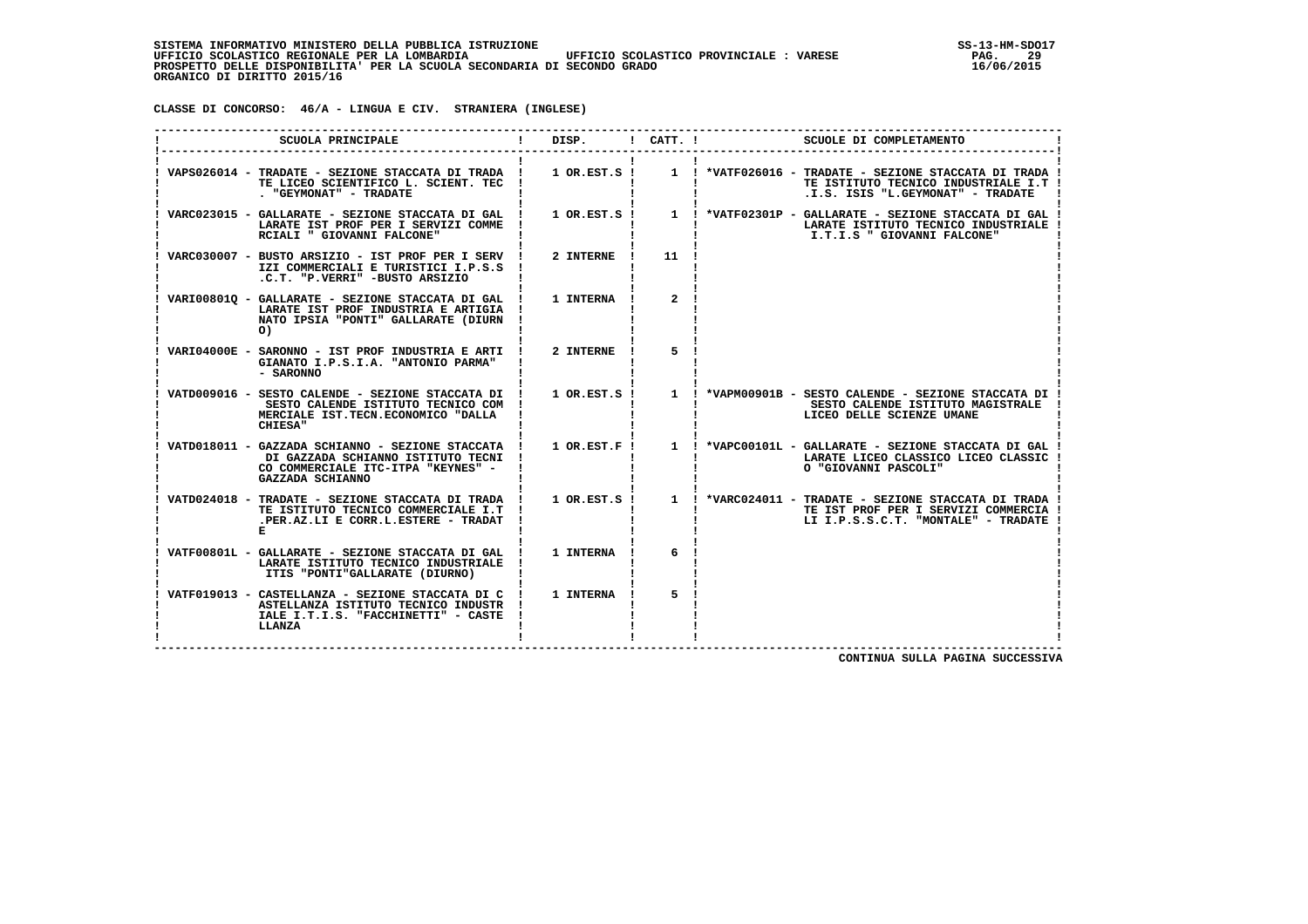SISTEMA INFORMATIVO MINISTERO DELLA PUBBLICA ISTRUZIONE
UFFICIO SCOLASTICO REGIONALE PER LA LOMBARDIA UFFICIO SCOLASTICO PROVINCIALE : VARESE
PROSPETTO DELLE DISPONIBILITA' PER LA SCUOLA SECONDARIA DI SECONDO GRADO
ORGANICO DI DIRITTO 2015/16

**CLASSE DI CONCORSO: 46/A - LINGUA E CIV. STRANIERA (INGLESE)**

| SCUOLA PRINCIPALE | DISP. | CATT. | SCUOLE DI COMPLETAMENTO |
|---|---|---|---|
| VAPS026014 - TRADATE - SEZIONE STACCATA DI TRADATE LICEO SCIENTIFICO L. SCIENT. TEC . "GEYMONAT" - TRADATE | 1 OR.EST.S | 1 | *VATF026016 - TRADATE - SEZIONE STACCATA DI TRADATE ISTITUTO TECNICO INDUSTRIALE I.T.I.S. ISIS "L.GEYMONAT" - TRADATE |
| VARC023015 - GALLARATE - SEZIONE STACCATA DI GALLARATE IST PROF PER I SERVIZI COMMERCIALI " GIOVANNI FALCONE" | 1 OR.EST.S | 1 | *VATF02301P - GALLARATE - SEZIONE STACCATA DI GALLARATE ISTITUTO TECNICO INDUSTRIALE I.T.I.S " GIOVANNI FALCONE" |
| VARC030007 - BUSTO ARSIZIO - IST PROF PER I SERVIZI COMMERCIALI E TURISTICI I.P.S.S.C.T. "P.VERRI" -BUSTO ARSIZIO | 2 INTERNE | 11 | |
| VARI00801Q - GALLARATE - SEZIONE STACCATA DI GALLARATE IST PROF INDUSTRIA E ARTIGIANATO IPSIA "PONTI" GALLARATE (DIURNO) | 1 INTERNA | 2 | |
| VARI04000E - SARONNO - IST PROF INDUSTRIA E ARTIGIANATO I.P.S.I.A. "ANTONIO PARMA" - SARONNO | 2 INTERNE | 5 | |
| VATD009016 - SESTO CALENDE - SEZIONE STACCATA DI SESTO CALENDE ISTITUTO TECNICO COMMERCIALE IST.TECN.ECONOMICO "DALLA CHIESA" | 1 OR.EST.S | 1 | *VAPM00901B - SESTO CALENDE - SEZIONE STACCATA DI SESTO CALENDE ISTITUTO MAGISTRALE LICEO DELLE SCIENZE UMANE |
| VATD018011 - GAZZADA SCHIANNO - SEZIONE STACCATA DI GAZZADA SCHIANNO ISTITUTO TECNICO COMMERCIALE ITC-ITPA "KEYNES" - GAZZADA SCHIANNO | 1 OR.EST.F | 1 | *VAPC00101L - GALLARATE - SEZIONE STACCATA DI GALLARATE LICEO CLASSICO LICEO CLASSICO "GIOVANNI PASCOLI" |
| VATD024018 - TRADATE - SEZIONE STACCATA DI TRADATE ISTITUTO TECNICO COMMERCIALE I.T.PER.AZ.LI E CORR.L.ESTERE - TRADATE | 1 OR.EST.S | 1 | *VARC024011 - TRADATE - SEZIONE STACCATA DI TRADATE IST PROF PER I SERVIZI COMMERCIALI I.P.S.S.C.T. "MONTALE" - TRADATE |
| VATF00801L - GALLARATE - SEZIONE STACCATA DI GALLARATE ISTITUTO TECNICO INDUSTRIALE ITIS "PONTI"GALLARATE (DIURNO) | 1 INTERNA | 6 | |
| VATF019013 - CASTELLANZA - SEZIONE STACCATA DI CASTELLANZA ISTITUTO TECNICO INDUSTRIALE I.T.I.S. "FACCHINETTI" - CASTELLANZA | 1 INTERNA | 5 | |

CONTINUA SULLA PAGINA SUCCESSIVA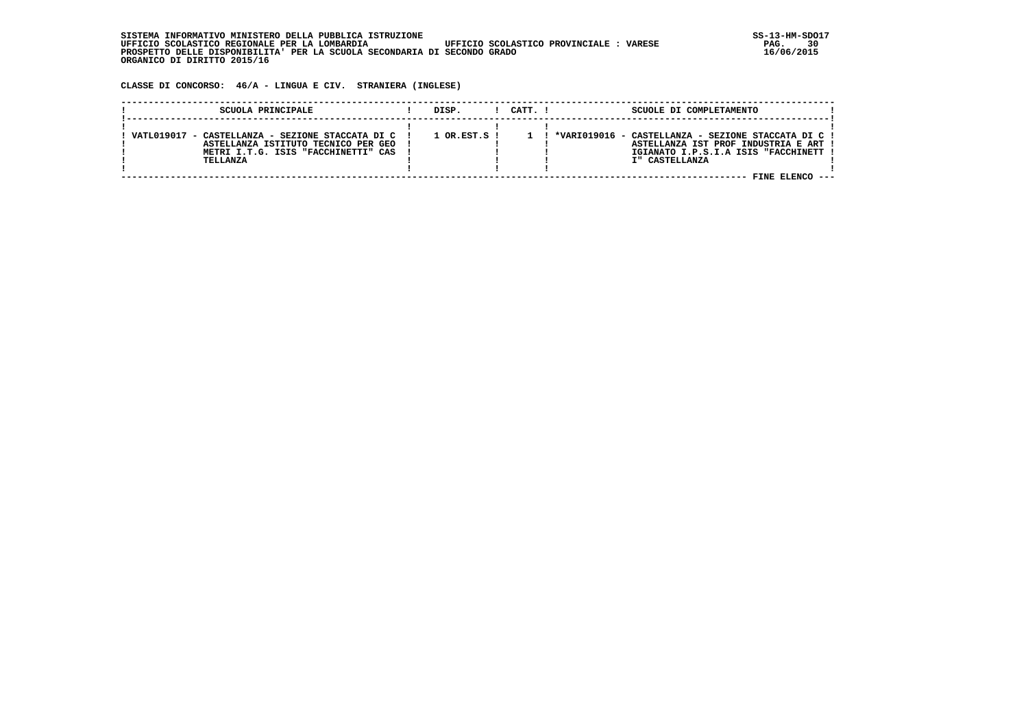SISTEMA INFORMATIVO MINISTERO DELLA PUBBLICA ISTRUZIONE
UFFICIO SCOLASTICO REGIONALE PER LA LOMBARDIA UFFICIO SCOLASTICO PROVINCIALE : VARESE
PROSPETTO DELLE DISPONIBILITA' PER LA SCUOLA SECONDARIA DI SECONDO GRADO
ORGANICO DI DIRITTO 2015/16

SS-13-HM-SDO17
16/06/2015

**CLASSE DI CONCORSO: 46/A - LINGUA E CIV. STRANIERA (INGLESE)**

| SCUOLA PRINCIPALE | DISP. | CATT. | SCUOLE DI COMPLETAMENTO |
|---|---|---|---|
| VATL019017 - CASTELLANZA - SEZIONE STACCATA DI CASTELLANZA ISTITUTO TECNICO PER GEOMETRI I.T.G. ISIS "FACCHINETTI" CASTELLANZA | 1 OR.EST.S | 1 | *VARI019016 - CASTELLANZA - SEZIONE STACCATA DI CASTELLANZA IST PROF INDUSTRIA E ARTIGIANATO I.P.S.I.A ISIS "FACCHINETTI" CASTELLANZA |

FINE ELENCO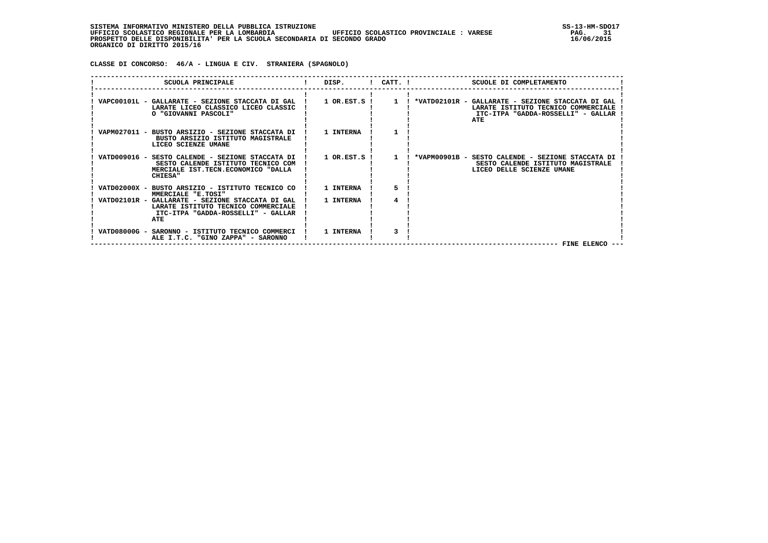SISTEMA INFORMATIVO MINISTERO DELLA PUBBLICA ISTRUZIONE
UFFICIO SCOLASTICO REGIONALE PER LA LOMBARDIA UFFICIO SCOLASTICO PROVINCIALE : VARESE
PROSPETTO DELLE DISPONIBILITA' PER LA SCUOLA SECONDARIA DI SECONDO GRADO
ORGANICO DI DIRITTO 2015/16

**CLASSE DI CONCORSO: 46/A - LINGUA E CIV. STRANIERA (SPAGNOLO)**

| SCUOLA PRINCIPALE | DISP. | CATT. | SCUOLE DI COMPLETAMENTO |
|---|---|---|---|
| VAPC00101L - GALLARATE - SEZIONE STACCATA DI GALLARATE LICEO CLASSICO LICEO CLASSICO "GIOVANNI PASCOLI" | 1 OR.EST.S | 1 | *VATD02101R - GALLARATE - SEZIONE STACCATA DI GALLARATE ISTITUTO TECNICO COMMERCIALE ITC-ITPA "GADDA-ROSSELLI" - GALLARATE |
| VAPM027011 - BUSTO ARSIZIO - SEZIONE STACCATA DI BUSTO ARSIZIO ISTITUTO MAGISTRALE LICEO SCIENZE UMANE | 1 INTERNA | 1 | |
| VATD009016 - SESTO CALENDE - SEZIONE STACCATA DI SESTO CALENDE ISTITUTO TECNICO COMMERCIALE IST.TECN.ECONOMICO "DALLA CHIESA" | 1 OR.EST.S | 1 | *VAPM00901B - SESTO CALENDE - SEZIONE STACCATA DI SESTO CALENDE ISTITUTO MAGISTRALE LICEO DELLE SCIENZE UMANE |
| VATD02000X - BUSTO ARSIZIO - ISTITUTO TECNICO COMMERCIALE "E.TOSI" | 1 INTERNA | 5 | |
| VATD02101R - GALLARATE - SEZIONE STACCATA DI GALLARATE ISTITUTO TECNICO COMMERCIALE ITC-ITPA "GADDA-ROSSELLI" - GALLARATE | 1 INTERNA | 4 | |
| VATD08000G - SARONNO - ISTITUTO TECNICO COMMERCIALE I.T.C. "GINO ZAPPA" - SARONNO | 1 INTERNA | 3 | |

FINE ELENCO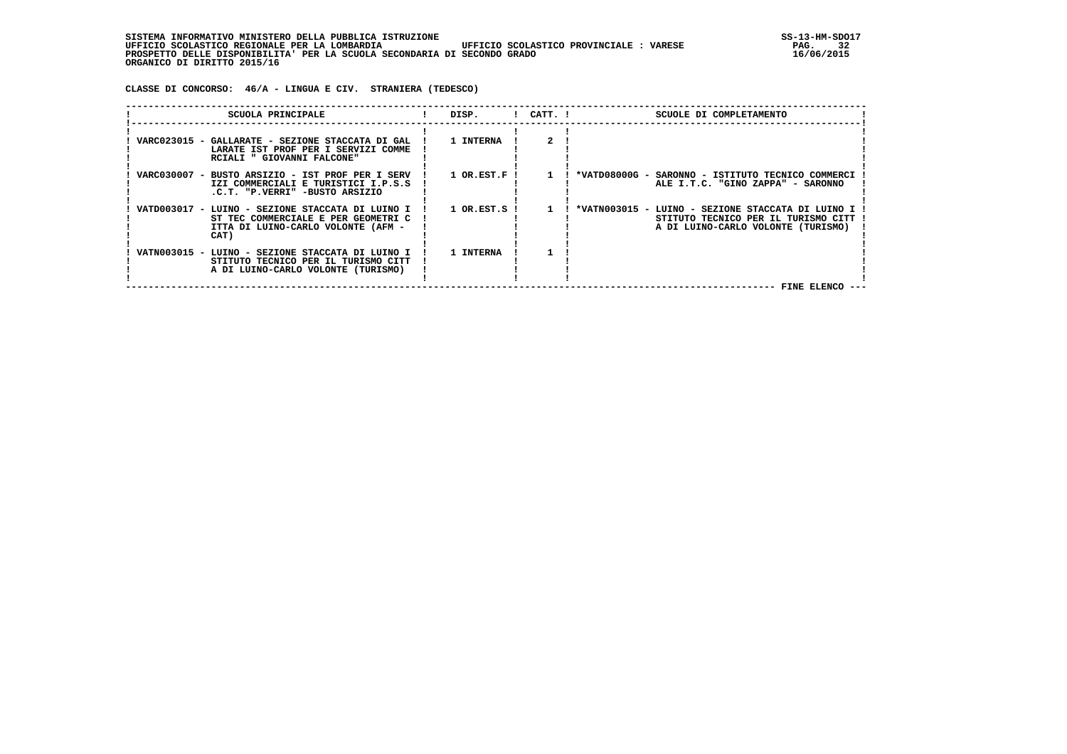SISTEMA INFORMATIVO MINISTERO DELLA PUBBLICA ISTRUZIONE
UFFICIO SCOLASTICO REGIONALE PER LA LOMBARDIA UFFICIO SCOLASTICO PROVINCIALE : VARESE
PROSPETTO DELLE DISPONIBILITA' PER LA SCUOLA SECONDARIA DI SECONDO GRADO
ORGANICO DI DIRITTO 2015/16

**CLASSE DI CONCORSO: 46/A - LINGUA E CIV. STRANIERA (TEDESCO)**

| SCUOLA PRINCIPALE | DISP. | CATT. | SCUOLE DI COMPLETAMENTO |
|---|---|---|---|
| VARC023015 - GALLARATE - SEZIONE STACCATA DI GALLARATE IST PROF PER I SERVIZI COMMERCIALI " GIOVANNI FALCONE" | 1 INTERNA | 2 | |
| VARC030007 - BUSTO ARSIZIO - IST PROF PER I SERVIZI COMMERCIALI E TURISTICI I.P.S.S.C.T. "P.VERRI" -BUSTO ARSIZIO | 1 OR.EST.F | 1 | *VATD08000G - SARONNO - ISTITUTO TECNICO COMMERCIALE I.T.C. "GINO ZAPPA" - SARONNO |
| VATD003017 - LUINO - SEZIONE STACCATA DI LUINO IST TEC COMMERCIALE E PER GEOMETRI CITTA DI LUINO-CARLO VOLONTE (AFM - CAT) | 1 OR.EST.S | 1 | *VATN003015 - LUINO - SEZIONE STACCATA DI LUINO ISTITUTO TECNICO PER IL TURISMO CITTA DI LUINO-CARLO VOLONTE (TURISMO) |
| VATN003015 - LUINO - SEZIONE STACCATA DI LUINO ISTITUTO TECNICO PER IL TURISMO CITTA DI LUINO-CARLO VOLONTE (TURISMO) | 1 INTERNA | 1 | |

FINE ELENCO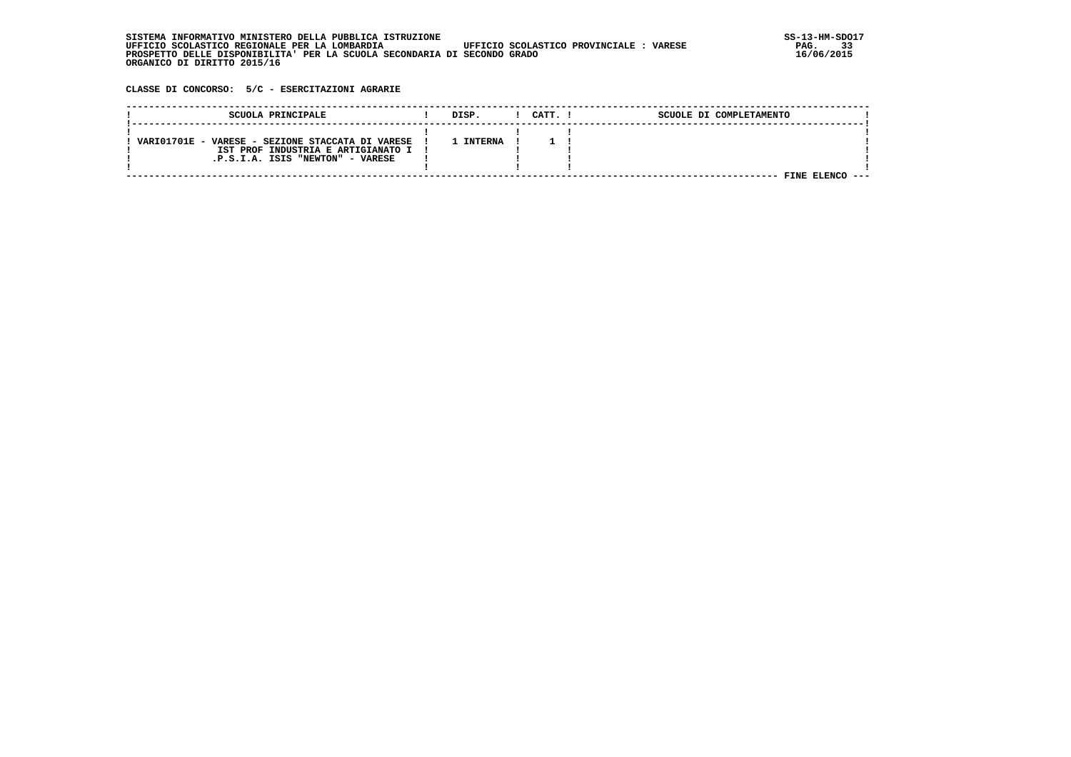SISTEMA INFORMATIVO MINISTERO DELLA PUBBLICA ISTRUZIONE
UFFICIO SCOLASTICO REGIONALE PER LA LOMBARDIA UFFICIO SCOLASTICO PROVINCIALE : VARESE
PROSPETTO DELLE DISPONIBILITA' PER LA SCUOLA SECONDARIA DI SECONDO GRADO
ORGANICO DI DIRITTO 2015/16

SS-13-HM-SDO17
16/06/2015

**CLASSE DI CONCORSO: 5/C - ESERCITAZIONI AGRARIE**

| SCUOLA PRINCIPALE | DISP. | CATT. | SCUOLE DI COMPLETAMENTO |
|---|---|---|---|
| VARI01701E - VARESE - SEZIONE STACCATA DI VARESE IST PROF INDUSTRIA E ARTIGIANATO I .P.S.I.A. ISIS "NEWTON" - VARESE | 1 INTERNA | 1 | |

FINE ELENCO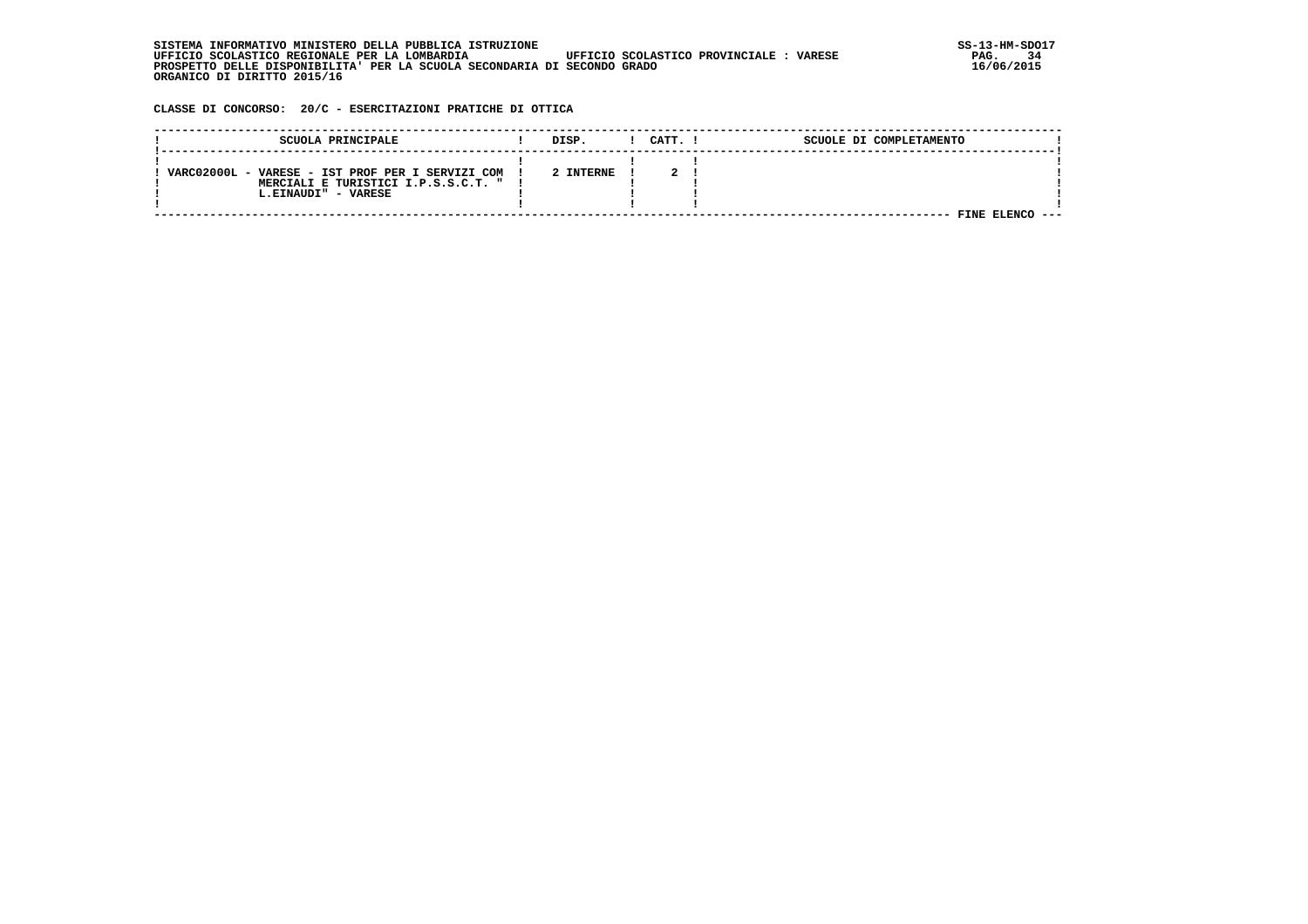SISTEMA INFORMATIVO MINISTERO DELLA PUBBLICA ISTRUZIONE
UFFICIO SCOLASTICO REGIONALE PER LA LOMBARDIA — UFFICIO SCOLASTICO PROVINCIALE : VARESE
PROSPETTO DELLE DISPONIBILITA' PER LA SCUOLA SECONDARIA DI SECONDO GRADO
ORGANICO DI DIRITTO 2015/16

SS-13-HM-SDO17
16/06/2015

**CLASSE DI CONCORSO: 20/C - ESERCITAZIONI PRATICHE DI OTTICA**

| SCUOLA PRINCIPALE | DISP. | CATT. | SCUOLE DI COMPLETAMENTO |
|---|---|---|---|
| VARC02000L - VARESE - IST PROF PER I SERVIZI COMMERCIALI E TURISTICI I.P.S.S.C.T. " L.EINAUDI" - VARESE | 2 INTERNE | 2 | |

FINE ELENCO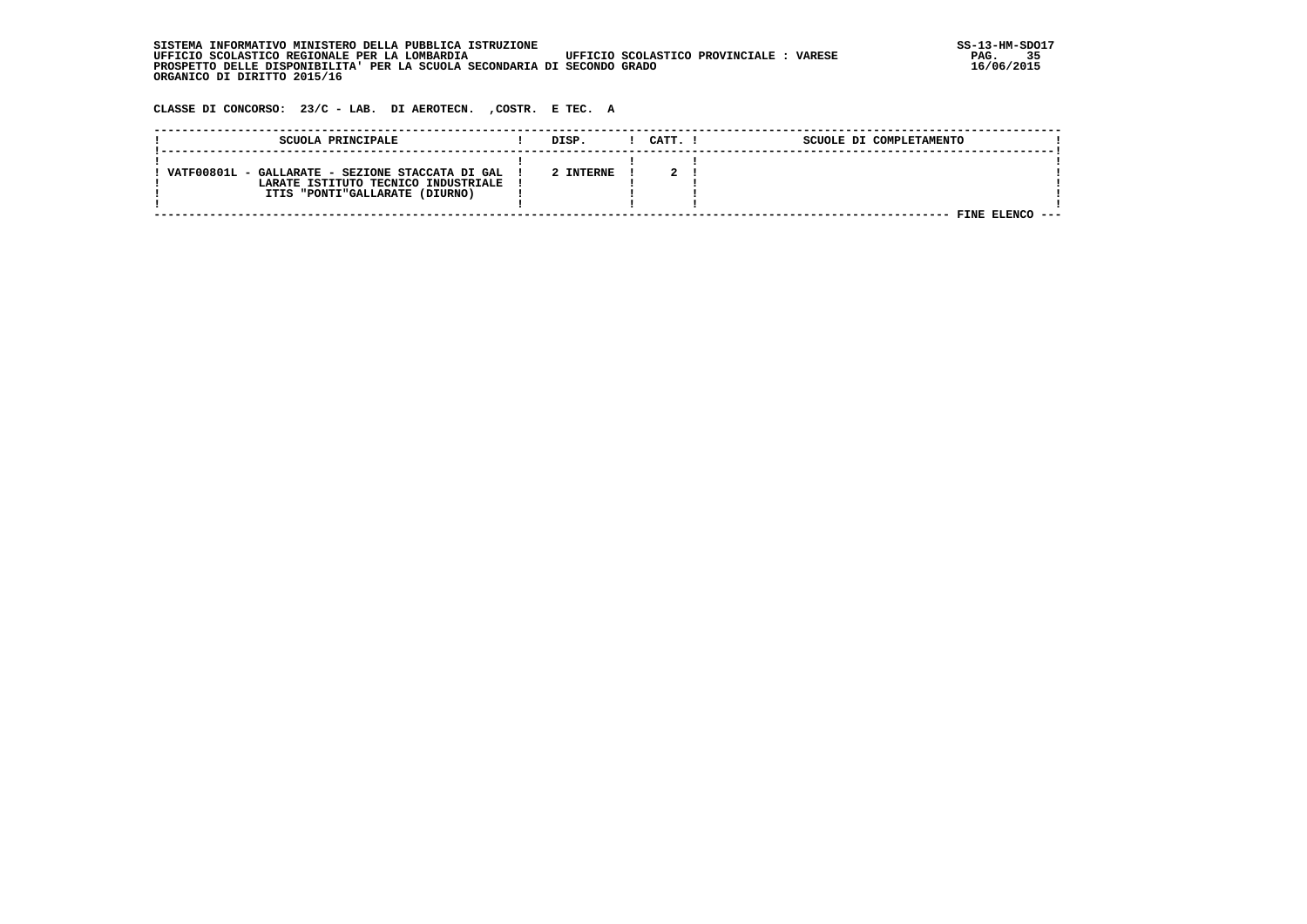SISTEMA INFORMATIVO MINISTERO DELLA PUBBLICA ISTRUZIONE
UFFICIO SCOLASTICO REGIONALE PER LA LOMBARDIA UFFICIO SCOLASTICO PROVINCIALE : VARESE
PROSPETTO DELLE DISPONIBILITA' PER LA SCUOLA SECONDARIA DI SECONDO GRADO
ORGANICO DI DIRITTO 2015/16

SS-13-HM-SDO17
16/06/2015

CLASSE DI CONCORSO: 23/C - LAB. DI AEROTECN. ,COSTR. E TEC. A

| SCUOLA PRINCIPALE | DISP. | CATT. | SCUOLE DI COMPLETAMENTO |
|---|---|---|---|
| VATF00801L - GALLARATE - SEZIONE STACCATA DI GALLARATE ISTITUTO TECNICO INDUSTRIALE ITIS "PONTI"GALLARATE (DIURNO) | 2 INTERNE | 2 | |

FINE ELENCO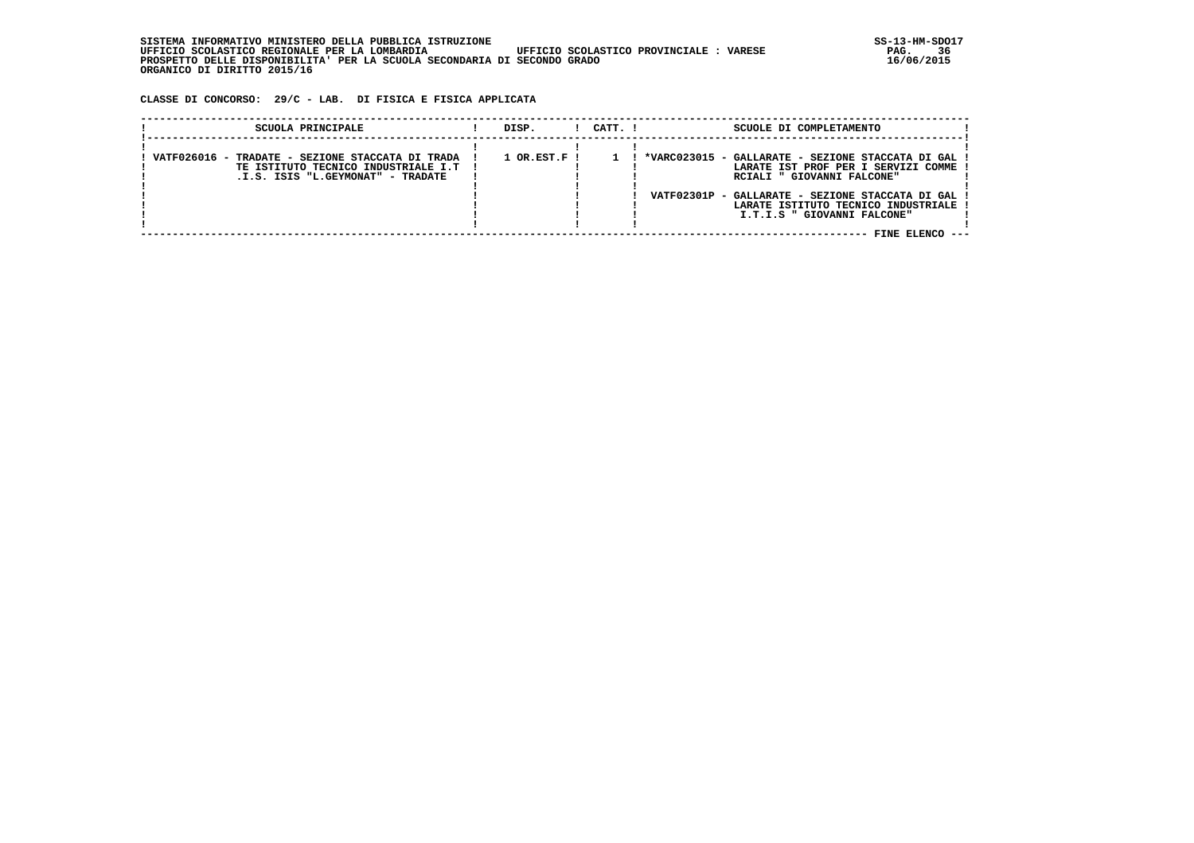SISTEMA INFORMATIVO MINISTERO DELLA PUBBLICA ISTRUZIONE
UFFICIO SCOLASTICO REGIONALE PER LA LOMBARDIA UFFICIO SCOLASTICO PROVINCIALE : VARESE
PROSPETTO DELLE DISPONIBILITA' PER LA SCUOLA SECONDARIA DI SECONDO GRADO
ORGANICO DI DIRITTO 2015/16

SS-13-HM-SDO17
16/06/2015

**CLASSE DI CONCORSO: 29/C - LAB. DI FISICA E FISICA APPLICATA**

| SCUOLA PRINCIPALE | DISP. | CATT. | SCUOLE DI COMPLETAMENTO |
|---|---|---|---|
| VATF026016 - TRADATE - SEZIONE STACCATA DI TRADATE ISTITUTO TECNICO INDUSTRIALE I.T.I.S. ISIS "L.GEYMONAT" - TRADATE | 1 OR.EST.F | 1 | *VARC023015 - GALLARATE - SEZIONE STACCATA DI GALLARATE IST PROF PER I SERVIZI COMMERCIALI " GIOVANNI FALCONE" |
| | | | VATF02301P - GALLARATE - SEZIONE STACCATA DI GALLARATE ISTITUTO TECNICO INDUSTRIALE I.T.I.S " GIOVANNI FALCONE" |

FINE ELENCO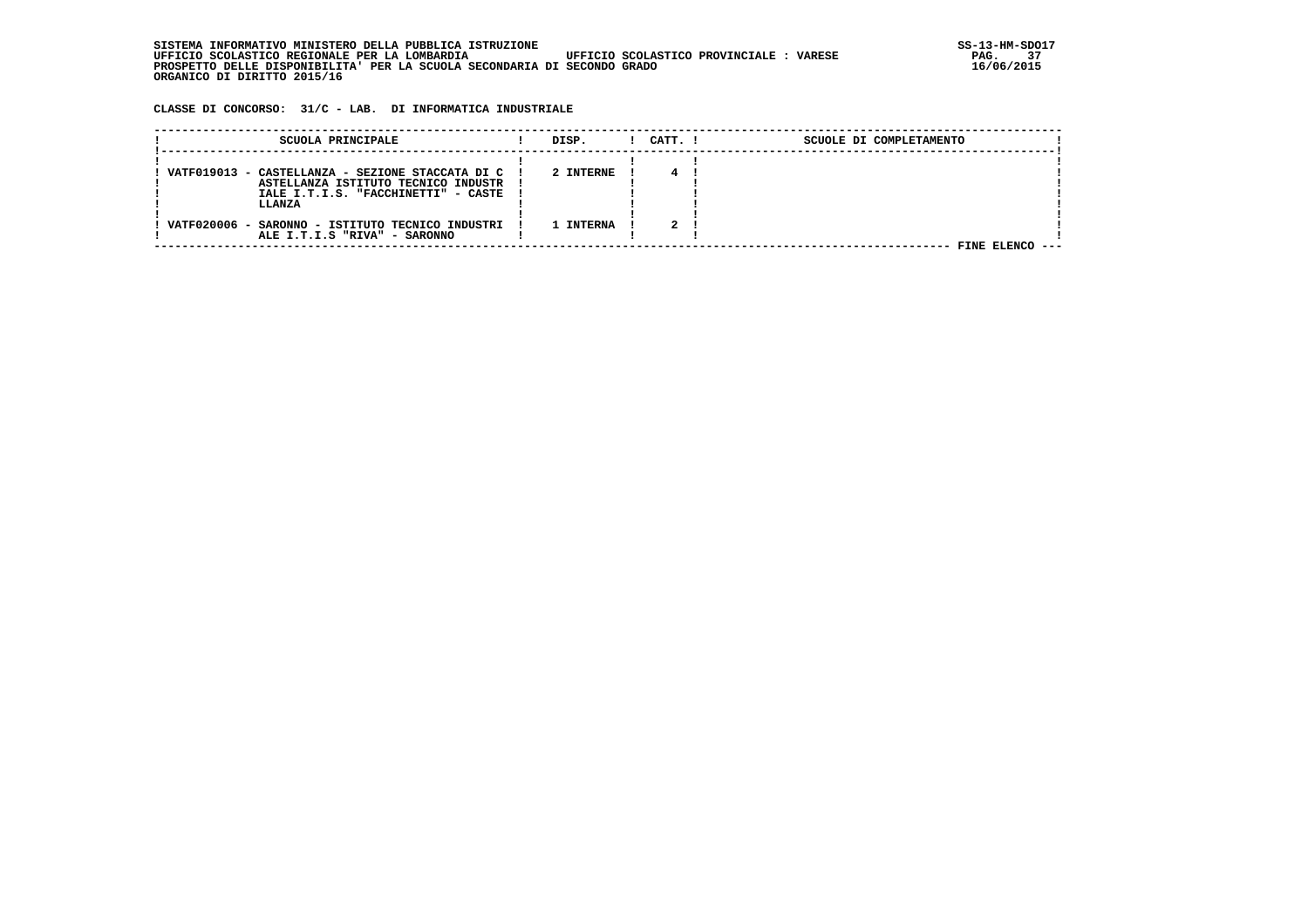SISTEMA INFORMATIVO MINISTERO DELLA PUBBLICA ISTRUZIONE
UFFICIO SCOLASTICO REGIONALE PER LA LOMBARDIA UFFICIO SCOLASTICO PROVINCIALE : VARESE
PROSPETTO DELLE DISPONIBILITA' PER LA SCUOLA SECONDARIA DI SECONDO GRADO
ORGANICO DI DIRITTO 2015/16

**CLASSE DI CONCORSO: 31/C - LAB. DI INFORMATICA INDUSTRIALE**

| SCUOLA PRINCIPALE | DISP. | CATT. | SCUOLE DI COMPLETAMENTO |
|---|---|---|---|
| VATF019013 - CASTELLANZA - SEZIONE STACCATA DI CASTELLANZA ISTITUTO TECNICO INDUSTRIALE I.T.I.S. "FACCHINETTI" - CASTELLANZA | 2 INTERNE | 4 | |
| VATF020006 - SARONNO - ISTITUTO TECNICO INDUSTRIALE I.T.I.S "RIVA" - SARONNO | 1 INTERNA | 2 | |

FINE ELENCO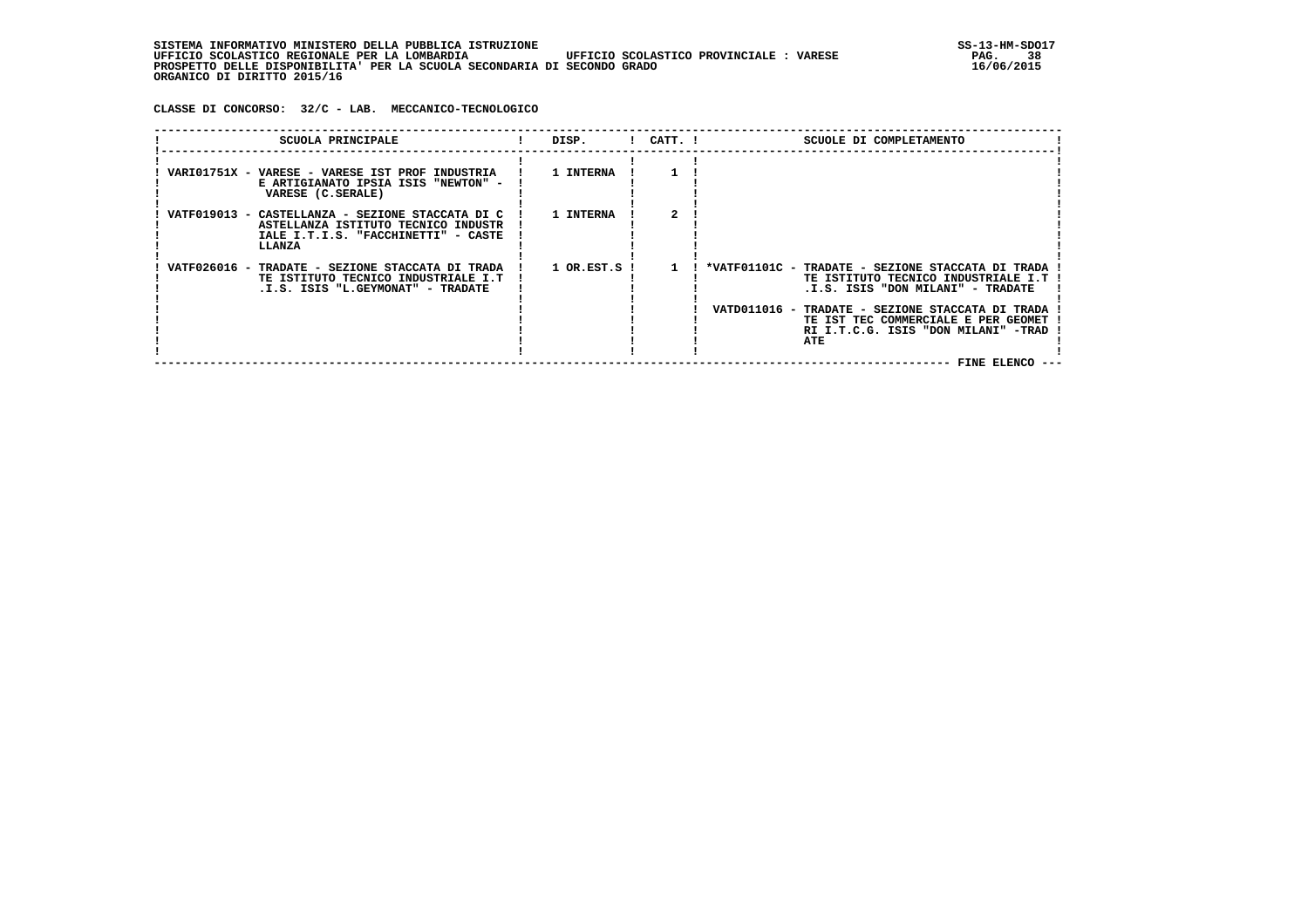SISTEMA INFORMATIVO MINISTERO DELLA PUBBLICA ISTRUZIONE
UFFICIO SCOLASTICO REGIONALE PER LA LOMBARDIA UFFICIO SCOLASTICO PROVINCIALE : VARESE
PROSPETTO DELLE DISPONIBILITA' PER LA SCUOLA SECONDARIA DI SECONDO GRADO
ORGANICO DI DIRITTO 2015/16

SS-13-HM-SDO17
16/06/2015

**CLASSE DI CONCORSO: 32/C - LAB. MECCANICO-TECNOLOGICO**

| SCUOLA PRINCIPALE | DISP. | CATT. | SCUOLE DI COMPLETAMENTO |
|---|---|---|---|
| VARI01751X - VARESE - VARESE IST PROF INDUSTRIA E ARTIGIANATO IPSIA ISIS "NEWTON" - VARESE (C.SERALE) | 1 INTERNA | 1 | |
| VATF019013 - CASTELLANZA - SEZIONE STACCATA DI CASTELLANZA ISTITUTO TECNICO INDUSTRIALE I.T.I.S. "FACCHINETTI" - CASTELLANZA | 1 INTERNA | 2 | |
| VATF026016 - TRADATE - SEZIONE STACCATA DI TRADATE ISTITUTO TECNICO INDUSTRIALE I.T.I.S. ISIS "L.GEYMONAT" - TRADATE | 1 OR.EST.S | 1 | *VATF01101C - TRADATE - SEZIONE STACCATA DI TRADATE ISTITUTO TECNICO INDUSTRIALE I.T.I.S. ISIS "DON MILANI" - TRADATE |
| | | | VATD011016 - TRADATE - SEZIONE STACCATA DI TRADATE IST TEC COMMERCIALE E PER GEOMETRI I.T.C.G. ISIS "DON MILANI" -TRADATE |

FINE ELENCO ---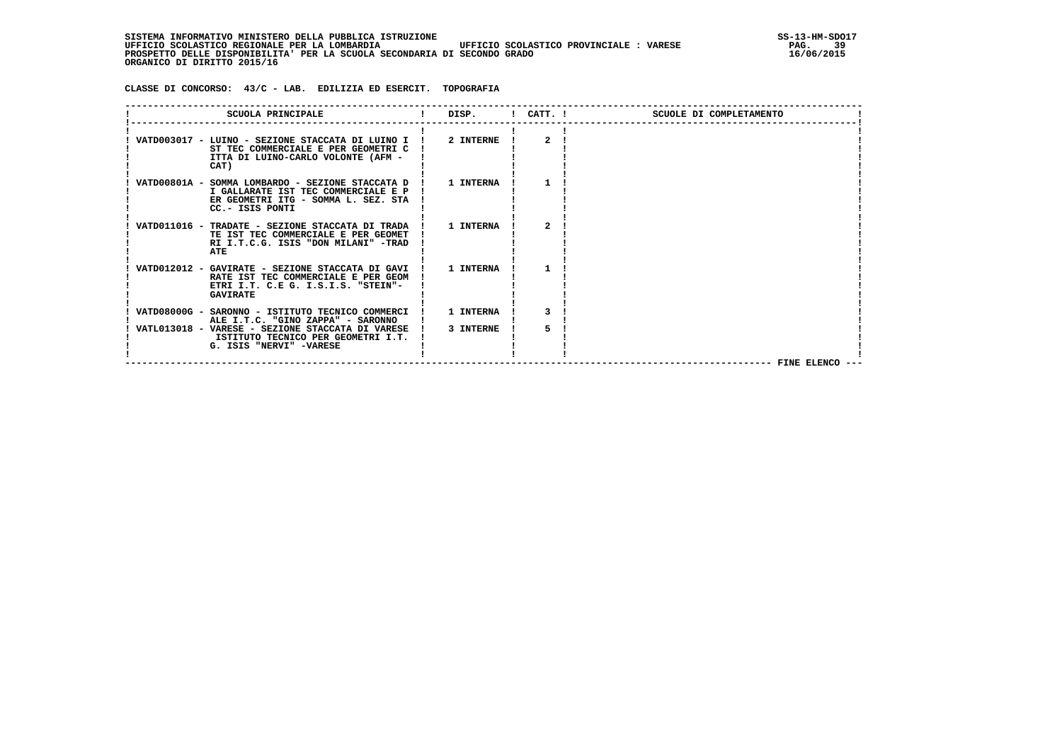SISTEMA INFORMATIVO MINISTERO DELLA PUBBLICA ISTRUZIONE
UFFICIO SCOLASTICO REGIONALE PER LA LOMBARDIA — UFFICIO SCOLASTICO PROVINCIALE : VARESE
PROSPETTO DELLE DISPONIBILITA' PER LA SCUOLA SECONDARIA DI SECONDO GRADO
ORGANICO DI DIRITTO 2015/16

**CLASSE DI CONCORSO: 43/C - LAB. EDILIZIA ED ESERCIT. TOPOGRAFIA**

| SCUOLA PRINCIPALE | DISP. | CATT. | SCUOLE DI COMPLETAMENTO |
|---|---|---|---|
| VATD003017 - LUINO - SEZIONE STACCATA DI LUINO IST TEC COMMERCIALE E PER GEOMETRI CITTA DI LUINO-CARLO VOLONTE (AFM - CAT) | 2 INTERNE | 2 | |
| VATD00801A - SOMMA LOMBARDO - SEZIONE STACCATA DI GALLARATE IST TEC COMMERCIALE E PER GEOMETRI ITG - SOMMA L. SEZ. STACC.- ISIS PONTI | 1 INTERNA | 1 | |
| VATD011016 - TRADATE - SEZIONE STACCATA DI TRADATE IST TEC COMMERCIALE E PER GEOMETRI I.T.C.G. ISIS "DON MILANI" -TRADATE | 1 INTERNA | 2 | |
| VATD012012 - GAVIRATE - SEZIONE STACCATA DI GAVIRATE IST TEC COMMERCIALE E PER GEOMETRI I.T. C.E G. I.S.I.S. "STEIN"- GAVIRATE | 1 INTERNA | 1 | |
| VATD08000G - SARONNO - ISTITUTO TECNICO COMMERCIALE I.T.C. "GINO ZAPPA" - SARONNO | 1 INTERNA | 3 | |
| VATL013018 - VARESE - SEZIONE STACCATA DI VARESE ISTITUTO TECNICO PER GEOMETRI I.T.G. ISIS "NERVI" -VARESE | 3 INTERNE | 5 | |

FINE ELENCO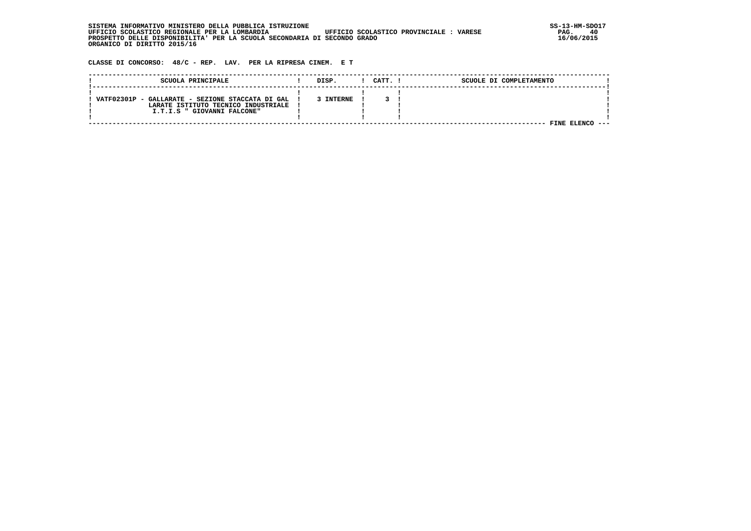SISTEMA INFORMATIVO MINISTERO DELLA PUBBLICA ISTRUZIONE
UFFICIO SCOLASTICO REGIONALE PER LA LOMBARDIA UFFICIO SCOLASTICO PROVINCIALE : VARESE
PROSPETTO DELLE DISPONIBILITA' PER LA SCUOLA SECONDARIA DI SECONDO GRADO
ORGANICO DI DIRITTO 2015/16

SS-13-HM-SDO17
16/06/2015

**CLASSE DI CONCORSO: 48/C - REP. LAV. PER LA RIPRESA CINEM. E T**

| SCUOLA PRINCIPALE | DISP. | CATT. | SCUOLE DI COMPLETAMENTO |
|---|---|---|---|
| VATF02301P - GALLARATE - SEZIONE STACCATA DI GAL LARATE ISTITUTO TECNICO INDUSTRIALE I.T.I.S " GIOVANNI FALCONE" | 3 INTERNE | 3 | |

FINE ELENCO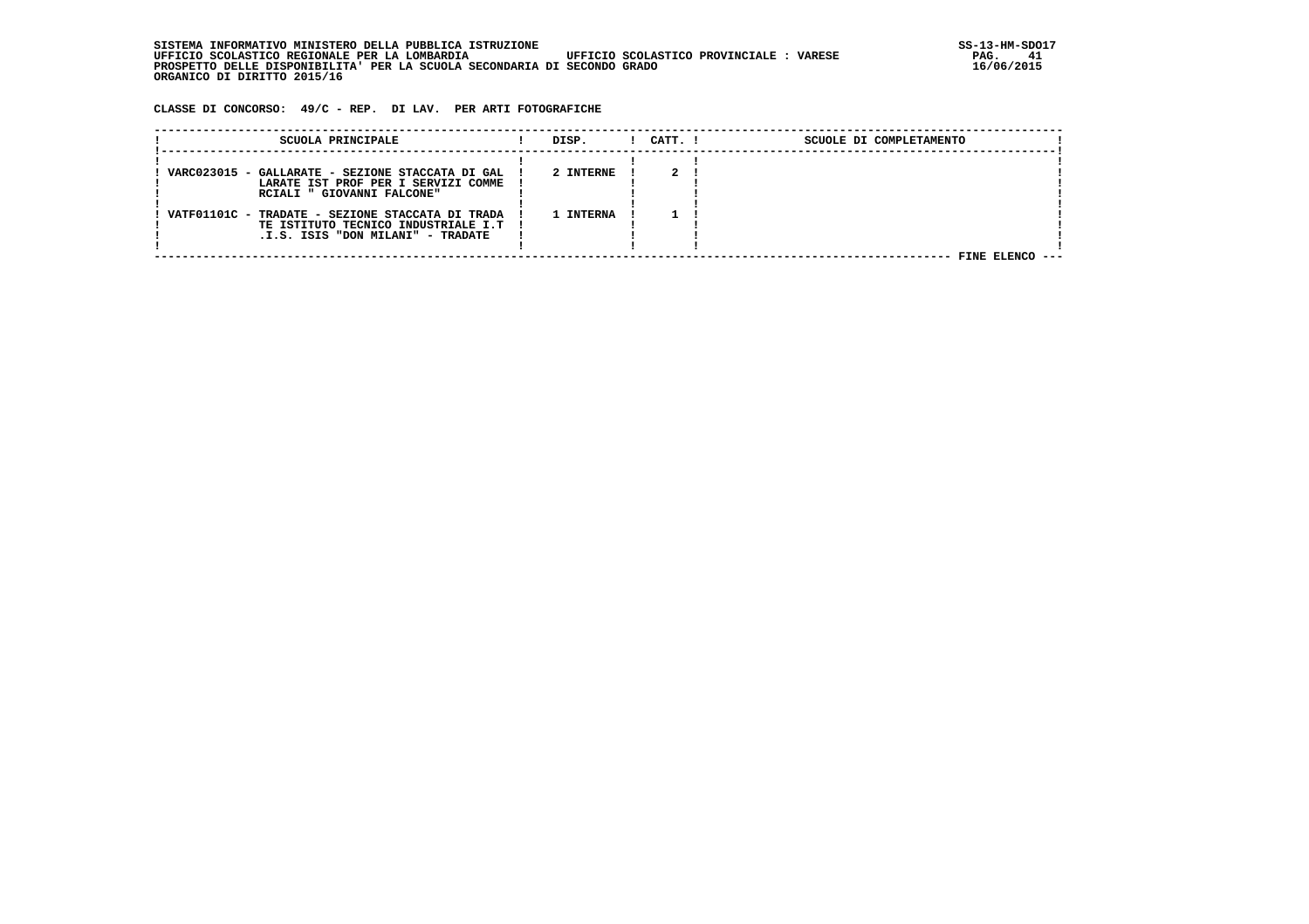SISTEMA INFORMATIVO MINISTERO DELLA PUBBLICA ISTRUZIONE
UFFICIO SCOLASTICO REGIONALE PER LA LOMBARDIA UFFICIO SCOLASTICO PROVINCIALE : VARESE
PROSPETTO DELLE DISPONIBILITA' PER LA SCUOLA SECONDARIA DI SECONDO GRADO
ORGANICO DI DIRITTO 2015/16

SS-13-HM-SDO17
16/06/2015

**CLASSE DI CONCORSO: 49/C - REP. DI LAV. PER ARTI FOTOGRAFICHE**

| SCUOLA PRINCIPALE | DISP. | CATT. | SCUOLE DI COMPLETAMENTO |
|---|---|---|---|
| VARC023015 - GALLARATE - SEZIONE STACCATA DI GALLARATE IST PROF PER I SERVIZI COMMERCIALI " GIOVANNI FALCONE" | 2 INTERNE | 2 | |
| VATF01101C - TRADATE - SEZIONE STACCATA DI TRADATE ISTITUTO TECNICO INDUSTRIALE I.T.I.S. ISIS "DON MILANI" - TRADATE | 1 INTERNA | 1 | |

FINE ELENCO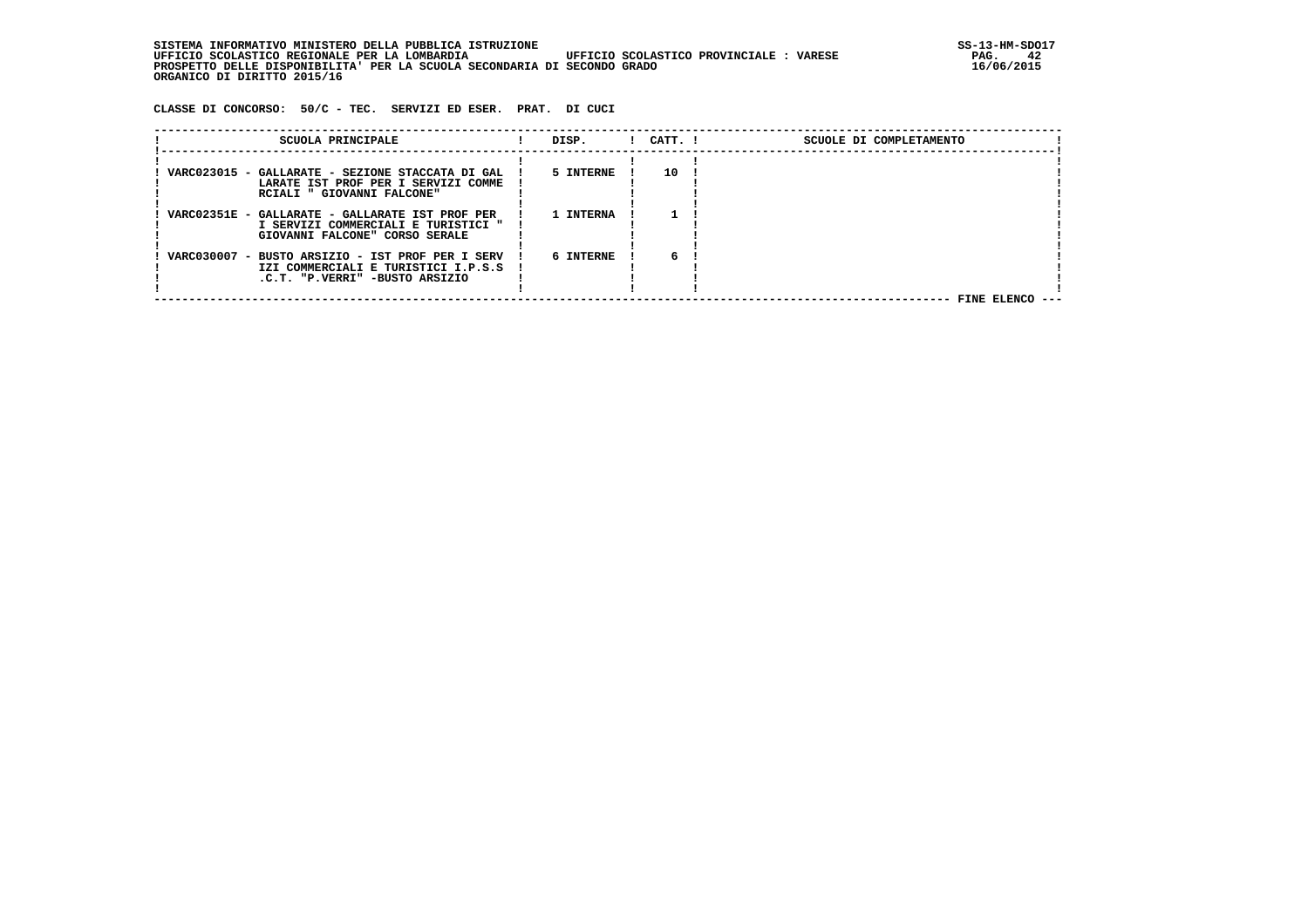SISTEMA INFORMATIVO MINISTERO DELLA PUBBLICA ISTRUZIONE
UFFICIO SCOLASTICO REGIONALE PER LA LOMBARDIA UFFICIO SCOLASTICO PROVINCIALE : VARESE
PROSPETTO DELLE DISPONIBILITA' PER LA SCUOLA SECONDARIA DI SECONDO GRADO
ORGANICO DI DIRITTO 2015/16

SS-13-HM-SDO17
16/06/2015

CLASSE DI CONCORSO: 50/C - TEC. SERVIZI ED ESER. PRAT. DI CUCI

| SCUOLA PRINCIPALE | DISP. | CATT. | SCUOLE DI COMPLETAMENTO |
|---|---|---|---|
| VARC023015 - GALLARATE - SEZIONE STACCATA DI GALLARATE IST PROF PER I SERVIZI COMMERCIALI " GIOVANNI FALCONE" | 5 INTERNE | 10 | |
| VARC02351E - GALLARATE - GALLARATE IST PROF PER I SERVIZI COMMERCIALI E TURISTICI " GIOVANNI FALCONE" CORSO SERALE | 1 INTERNA | 1 | |
| VARC030007 - BUSTO ARSIZIO - IST PROF PER I SERVIZI COMMERCIALI E TURISTICI I.P.S.S.C.T. "P.VERRI" -BUSTO ARSIZIO | 6 INTERNE | 6 | |

FINE ELENCO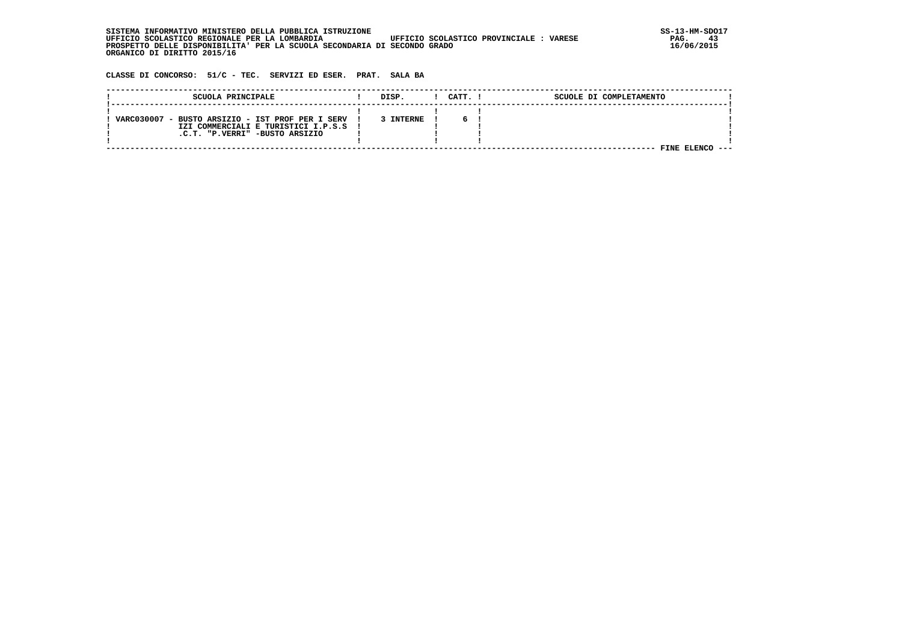SISTEMA INFORMATIVO MINISTERO DELLA PUBBLICA ISTRUZIONE
UFFICIO SCOLASTICO REGIONALE PER LA LOMBARDIA UFFICIO SCOLASTICO PROVINCIALE : VARESE
PROSPETTO DELLE DISPONIBILITA' PER LA SCUOLA SECONDARIA DI SECONDO GRADO
ORGANICO DI DIRITTO 2015/16

SS-13-HM-SDO17
16/06/2015

**CLASSE DI CONCORSO: 51/C - TEC. SERVIZI ED ESER. PRAT. SALA BA**

| SCUOLA PRINCIPALE | DISP. | CATT. | SCUOLE DI COMPLETAMENTO |
|---|---|---|---|
| VARC030007 - BUSTO ARSIZIO - IST PROF PER I SERVIZI COMMERCIALI E TURISTICI I.P.S.S.C.T. "P.VERRI" -BUSTO ARSIZIO | 3 INTERNE | 6 | |

FINE ELENCO